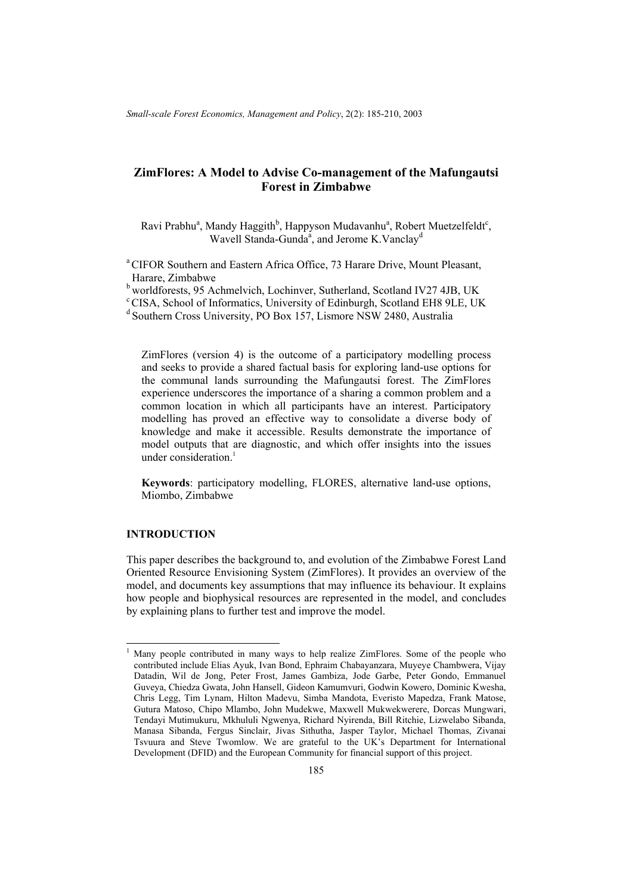# ZimFlores: A Model to Advise Co-management of the Mafungautsi Forest in Zimbabwe

Ravi Prabhu[a], Mandy Haggith[b], Happyson Mudavanhu[a], Robert Muetzelfeldt[c], Wavell Standa-Gunda[a], and Jerome K.Vanclay[d]

[a] CIFOR Southern and Eastern Africa Office, 73 Harare Drive, Mount Pleasant, Harare, Zimbabwe
[b] worldforests, 95 Achmelvich, Lochinver, Sutherland, Scotland IV27 4JB, UK
[c] CISA, School of Informatics, University of Edinburgh, Scotland EH8 9LE, UK
[d] Southern Cross University, PO Box 157, Lismore NSW 2480, Australia

ZimFlores (version 4) is the outcome of a participatory modelling process and seeks to provide a shared factual basis for exploring land-use options for the communal lands surrounding the Mafungautsi forest. The ZimFlores experience underscores the importance of a sharing a common problem and a common location in which all participants have an interest. Participatory modelling has proved an effective way to consolidate a diverse body of knowledge and make it accessible. Results demonstrate the importance of model outputs that are diagnostic, and which offer insights into the issues under consideration.[1]

**Keywords**: participatory modelling, FLORES, alternative land-use options, Miombo, Zimbabwe

## INTRODUCTION

This paper describes the background to, and evolution of the Zimbabwe Forest Land Oriented Resource Envisioning System (ZimFlores). It provides an overview of the model, and documents key assumptions that may influence its behaviour. It explains how people and biophysical resources are represented in the model, and concludes by explaining plans to further test and improve the model.

[1] Many people contributed in many ways to help realize ZimFlores. Some of the people who contributed include Elias Ayuk, Ivan Bond, Ephraim Chabayanzara, Muyeye Chambwera, Vijay Datadin, Wil de Jong, Peter Frost, James Gambiza, Jode Garbe, Peter Gondo, Emmanuel Guveya, Chiedza Gwata, John Hansell, Gideon Kamumvuri, Godwin Kowero, Dominic Kwesha, Chris Legg, Tim Lynam, Hilton Madevu, Simba Mandota, Everisto Mapedza, Frank Matose, Gutura Matoso, Chipo Mlambo, John Mudekwe, Maxwell Mukwekwerere, Dorcas Mungwari, Tendayi Mutimukuru, Mkhululi Ngwenya, Richard Nyirenda, Bill Ritchie, Lizwelabo Sibanda, Manasa Sibanda, Fergus Sinclair, Jivas Sithutha, Jasper Taylor, Michael Thomas, Zivanai Tsvuura and Steve Twomlow. We are grateful to the UK's Department for International Development (DFID) and the European Community for financial support of this project.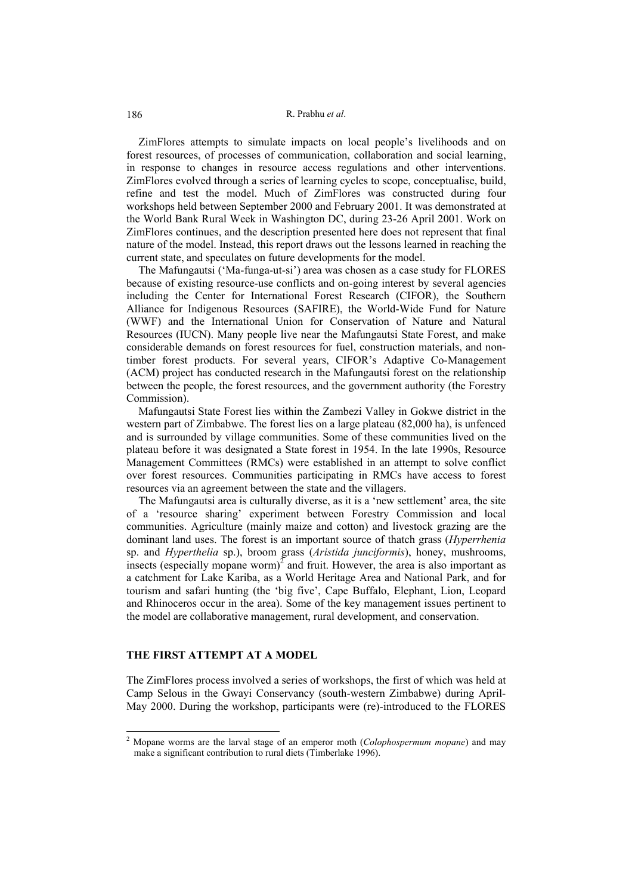ZimFlores attempts to simulate impacts on local people's livelihoods and on forest resources, of processes of communication, collaboration and social learning, in response to changes in resource access regulations and other interventions. ZimFlores evolved through a series of learning cycles to scope, conceptualise, build, refine and test the model. Much of ZimFlores was constructed during four workshops held between September 2000 and February 2001. It was demonstrated at the World Bank Rural Week in Washington DC, during 23-26 April 2001. Work on ZimFlores continues, and the description presented here does not represent that final nature of the model. Instead, this report draws out the lessons learned in reaching the current state, and speculates on future developments for the model.

The Mafungautsi ('Ma-funga-ut-si') area was chosen as a case study for FLORES because of existing resource-use conflicts and on-going interest by several agencies including the Center for International Forest Research (CIFOR), the Southern Alliance for Indigenous Resources (SAFIRE), the World-Wide Fund for Nature (WWF) and the International Union for Conservation of Nature and Natural Resources (IUCN). Many people live near the Mafungautsi State Forest, and make considerable demands on forest resources for fuel, construction materials, and non-timber forest products. For several years, CIFOR's Adaptive Co-Management (ACM) project has conducted research in the Mafungautsi forest on the relationship between the people, the forest resources, and the government authority (the Forestry Commission).

Mafungautsi State Forest lies within the Zambezi Valley in Gokwe district in the western part of Zimbabwe. The forest lies on a large plateau (82,000 ha), is unfenced and is surrounded by village communities. Some of these communities lived on the plateau before it was designated a State forest in 1954. In the late 1990s, Resource Management Committees (RMCs) were established in an attempt to solve conflict over forest resources. Communities participating in RMCs have access to forest resources via an agreement between the state and the villagers.

The Mafungautsi area is culturally diverse, as it is a 'new settlement' area, the site of a 'resource sharing' experiment between Forestry Commission and local communities. Agriculture (mainly maize and cotton) and livestock grazing are the dominant land uses. The forest is an important source of thatch grass (*Hyperrhenia* sp. and *Hyperthelia* sp.), broom grass (*Aristida junciformis*), honey, mushrooms, insects (especially mopane worm)[2] and fruit. However, the area is also important as a catchment for Lake Kariba, as a World Heritage Area and National Park, and for tourism and safari hunting (the 'big five', Cape Buffalo, Elephant, Lion, Leopard and Rhinoceros occur in the area). Some of the key management issues pertinent to the model are collaborative management, rural development, and conservation.

## THE FIRST ATTEMPT AT A MODEL

The ZimFlores process involved a series of workshops, the first of which was held at Camp Selous in the Gwayi Conservancy (south-western Zimbabwe) during April-May 2000. During the workshop, participants were (re)-introduced to the FLORES

[2] Mopane worms are the larval stage of an emperor moth (*Colophospermum mopane*) and may make a significant contribution to rural diets (Timberlake 1996).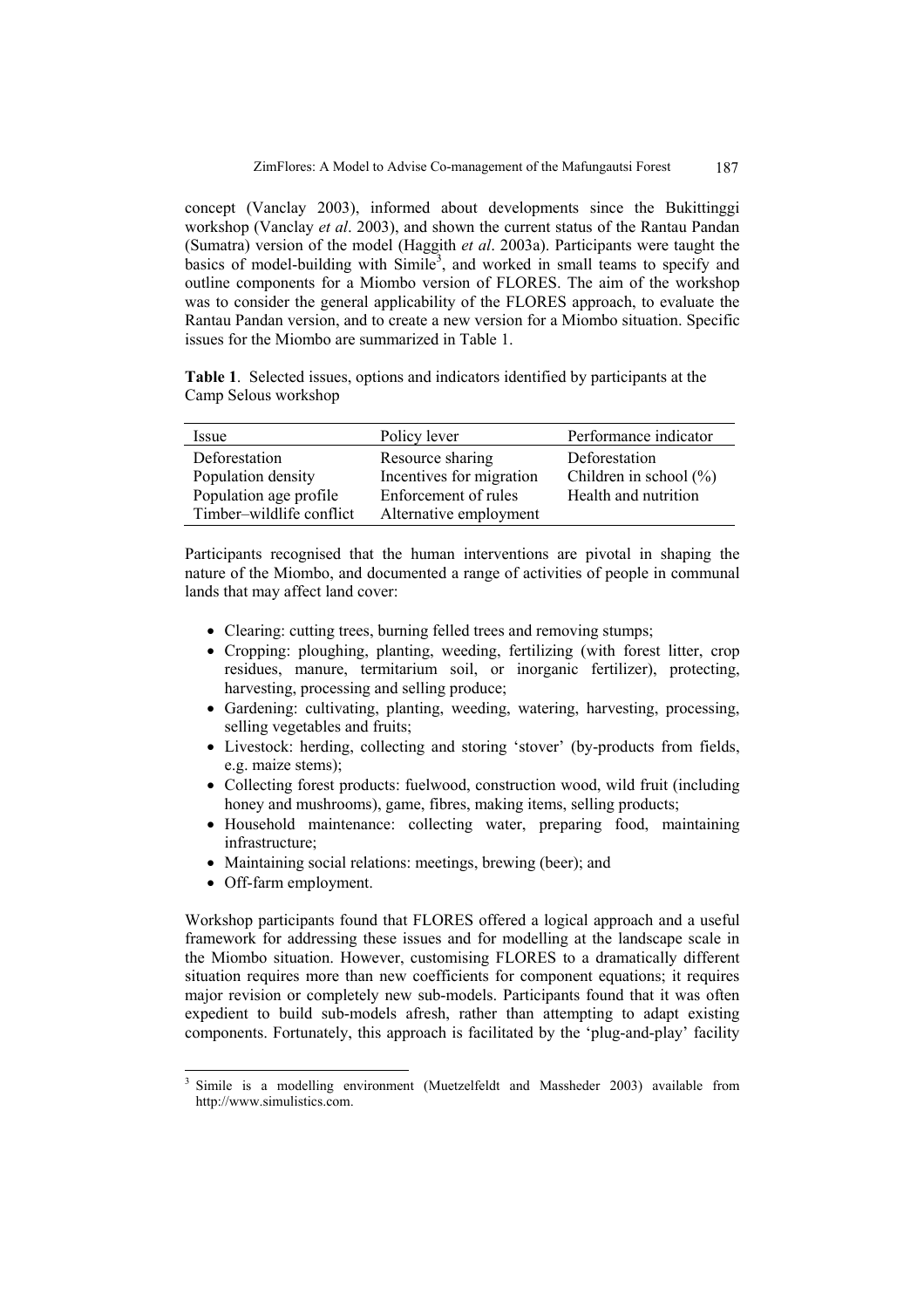concept (Vanclay 2003), informed about developments since the Bukittinggi workshop (Vanclay *et al*. 2003), and shown the current status of the Rantau Pandan (Sumatra) version of the model (Haggith *et al*. 2003a). Participants were taught the basics of model-building with Simile[3], and worked in small teams to specify and outline components for a Miombo version of FLORES. The aim of the workshop was to consider the general applicability of the FLORES approach, to evaluate the Rantau Pandan version, and to create a new version for a Miombo situation. Specific issues for the Miombo are summarized in Table 1.

**Table 1**. Selected issues, options and indicators identified by participants at the Camp Selous workshop

| Issue | Policy lever | Performance indicator |
|---|---|---|
| Deforestation | Resource sharing | Deforestation |
| Population density | Incentives for migration | Children in school (%) |
| Population age profile | Enforcement of rules | Health and nutrition |
| Timber–wildlife conflict | Alternative employment | |

Participants recognised that the human interventions are pivotal in shaping the nature of the Miombo, and documented a range of activities of people in communal lands that may affect land cover:

- Clearing: cutting trees, burning felled trees and removing stumps;
- Cropping: ploughing, planting, weeding, fertilizing (with forest litter, crop residues, manure, termitarium soil, or inorganic fertilizer), protecting, harvesting, processing and selling produce;
- Gardening: cultivating, planting, weeding, watering, harvesting, processing, selling vegetables and fruits;
- Livestock: herding, collecting and storing 'stover' (by-products from fields, e.g. maize stems);
- Collecting forest products: fuelwood, construction wood, wild fruit (including honey and mushrooms), game, fibres, making items, selling products;
- Household maintenance: collecting water, preparing food, maintaining infrastructure;
- Maintaining social relations: meetings, brewing (beer); and
- Off-farm employment.

Workshop participants found that FLORES offered a logical approach and a useful framework for addressing these issues and for modelling at the landscape scale in the Miombo situation. However, customising FLORES to a dramatically different situation requires more than new coefficients for component equations; it requires major revision or completely new sub-models. Participants found that it was often expedient to build sub-models afresh, rather than attempting to adapt existing components. Fortunately, this approach is facilitated by the 'plug-and-play' facility

[3] Simile is a modelling environment (Muetzelfeldt and Massheder 2003) available from http://www.simulistics.com.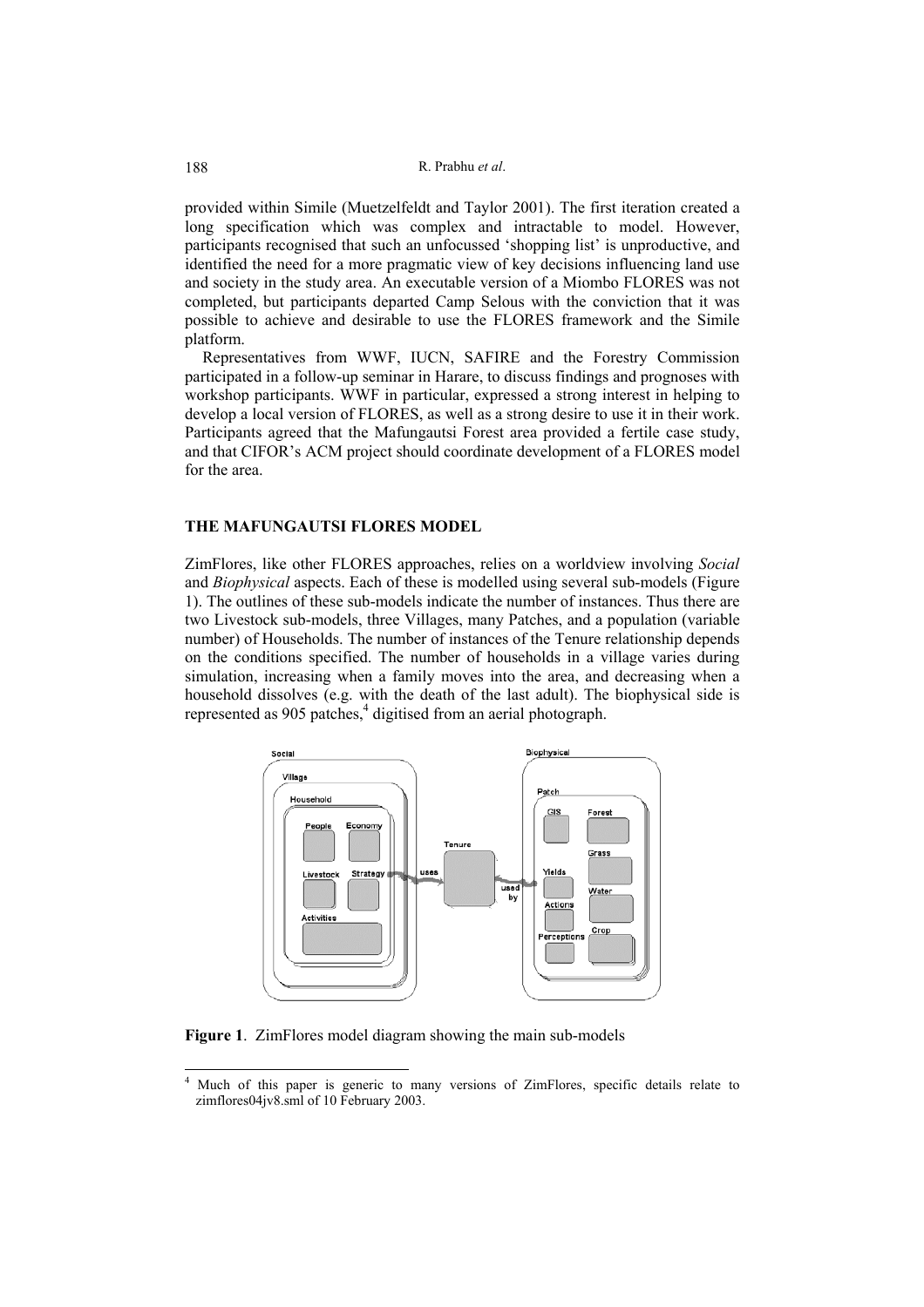provided within Simile (Muetzelfeldt and Taylor 2001). The first iteration created a long specification which was complex and intractable to model. However, participants recognised that such an unfocussed 'shopping list' is unproductive, and identified the need for a more pragmatic view of key decisions influencing land use and society in the study area. An executable version of a Miombo FLORES was not completed, but participants departed Camp Selous with the conviction that it was possible to achieve and desirable to use the FLORES framework and the Simile platform.

Representatives from WWF, IUCN, SAFIRE and the Forestry Commission participated in a follow-up seminar in Harare, to discuss findings and prognoses with workshop participants. WWF in particular, expressed a strong interest in helping to develop a local version of FLORES, as well as a strong desire to use it in their work. Participants agreed that the Mafungautsi Forest area provided a fertile case study, and that CIFOR's ACM project should coordinate development of a FLORES model for the area.

## THE MAFUNGAUTSI FLORES MODEL

ZimFlores, like other FLORES approaches, relies on a worldview involving *Social* and *Biophysical* aspects. Each of these is modelled using several sub-models (Figure 1). The outlines of these sub-models indicate the number of instances. Thus there are two Livestock sub-models, three Villages, many Patches, and a population (variable number) of Households. The number of instances of the Tenure relationship depends on the conditions specified. The number of households in a village varies during simulation, increasing when a family moves into the area, and decreasing when a household dissolves (e.g. with the death of the last adult). The biophysical side is represented as 905 patches,[4] digitised from an aerial photograph.

**Figure 1**. ZimFlores model diagram showing the main sub-models

[4] Much of this paper is generic to many versions of ZimFlores, specific details relate to zimflores04jv8.sml of 10 February 2003.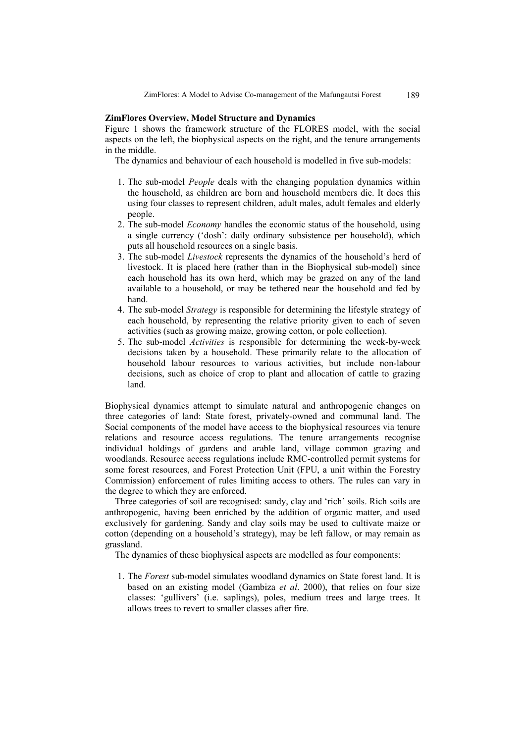**ZimFlores Overview, Model Structure and Dynamics**

Figure 1 shows the framework structure of the FLORES model, with the social aspects on the left, the biophysical aspects on the right, and the tenure arrangements in the middle.

The dynamics and behaviour of each household is modelled in five sub-models:

1. The sub-model *People* deals with the changing population dynamics within the household, as children are born and household members die. It does this using four classes to represent children, adult males, adult females and elderly people.
2. The sub-model *Economy* handles the economic status of the household, using a single currency ('dosh': daily ordinary subsistence per household), which puts all household resources on a single basis.
3. The sub-model *Livestock* represents the dynamics of the household's herd of livestock. It is placed here (rather than in the Biophysical sub-model) since each household has its own herd, which may be grazed on any of the land available to a household, or may be tethered near the household and fed by hand.
4. The sub-model *Strategy* is responsible for determining the lifestyle strategy of each household, by representing the relative priority given to each of seven activities (such as growing maize, growing cotton, or pole collection).
5. The sub-model *Activities* is responsible for determining the week-by-week decisions taken by a household. These primarily relate to the allocation of household labour resources to various activities, but include non-labour decisions, such as choice of crop to plant and allocation of cattle to grazing land.

Biophysical dynamics attempt to simulate natural and anthropogenic changes on three categories of land: State forest, privately-owned and communal land. The Social components of the model have access to the biophysical resources via tenure relations and resource access regulations. The tenure arrangements recognise individual holdings of gardens and arable land, village common grazing and woodlands. Resource access regulations include RMC-controlled permit systems for some forest resources, and Forest Protection Unit (FPU, a unit within the Forestry Commission) enforcement of rules limiting access to others. The rules can vary in the degree to which they are enforced.

Three categories of soil are recognised: sandy, clay and 'rich' soils. Rich soils are anthropogenic, having been enriched by the addition of organic matter, and used exclusively for gardening. Sandy and clay soils may be used to cultivate maize or cotton (depending on a household's strategy), may be left fallow, or may remain as grassland.

The dynamics of these biophysical aspects are modelled as four components:

1. The *Forest* sub-model simulates woodland dynamics on State forest land. It is based on an existing model (Gambiza *et al*. 2000), that relies on four size classes: 'gullivers' (i.e. saplings), poles, medium trees and large trees. It allows trees to revert to smaller classes after fire.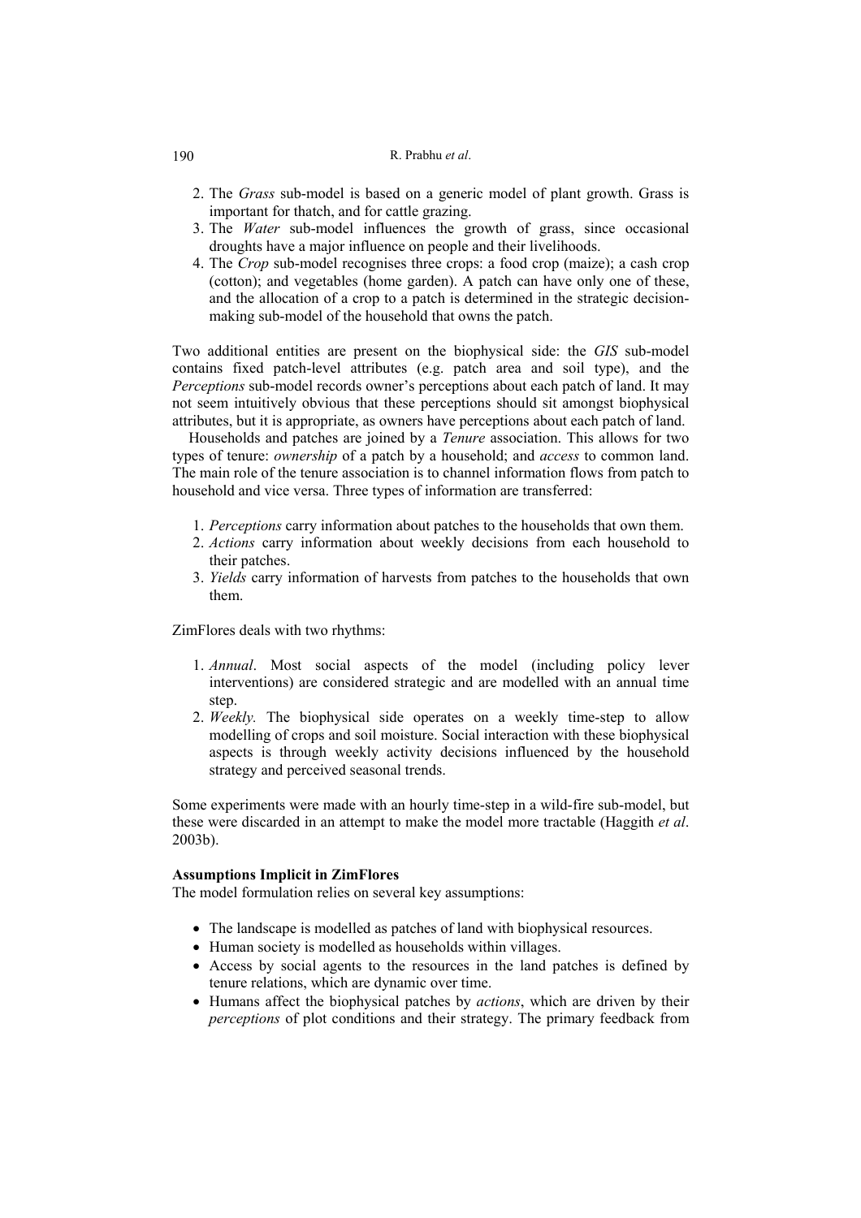2. The *Grass* sub-model is based on a generic model of plant growth. Grass is important for thatch, and for cattle grazing.
3. The *Water* sub-model influences the growth of grass, since occasional droughts have a major influence on people and their livelihoods.
4. The *Crop* sub-model recognises three crops: a food crop (maize); a cash crop (cotton); and vegetables (home garden). A patch can have only one of these, and the allocation of a crop to a patch is determined in the strategic decision-making sub-model of the household that owns the patch.

Two additional entities are present on the biophysical side: the *GIS* sub-model contains fixed patch-level attributes (e.g. patch area and soil type), and the *Perceptions* sub-model records owner's perceptions about each patch of land. It may not seem intuitively obvious that these perceptions should sit amongst biophysical attributes, but it is appropriate, as owners have perceptions about each patch of land.

Households and patches are joined by a *Tenure* association. This allows for two types of tenure: *ownership* of a patch by a household; and *access* to common land. The main role of the tenure association is to channel information flows from patch to household and vice versa. Three types of information are transferred:

1. *Perceptions* carry information about patches to the households that own them.
2. *Actions* carry information about weekly decisions from each household to their patches.
3. *Yields* carry information of harvests from patches to the households that own them.

ZimFlores deals with two rhythms:

1. *Annual*. Most social aspects of the model (including policy lever interventions) are considered strategic and are modelled with an annual time step.
2. *Weekly.* The biophysical side operates on a weekly time-step to allow modelling of crops and soil moisture. Social interaction with these biophysical aspects is through weekly activity decisions influenced by the household strategy and perceived seasonal trends.

Some experiments were made with an hourly time-step in a wild-fire sub-model, but these were discarded in an attempt to make the model more tractable (Haggith *et al*. 2003b).

**Assumptions Implicit in ZimFlores**

The model formulation relies on several key assumptions:

- The landscape is modelled as patches of land with biophysical resources.
- Human society is modelled as households within villages.
- Access by social agents to the resources in the land patches is defined by tenure relations, which are dynamic over time.
- Humans affect the biophysical patches by *actions*, which are driven by their *perceptions* of plot conditions and their strategy. The primary feedback from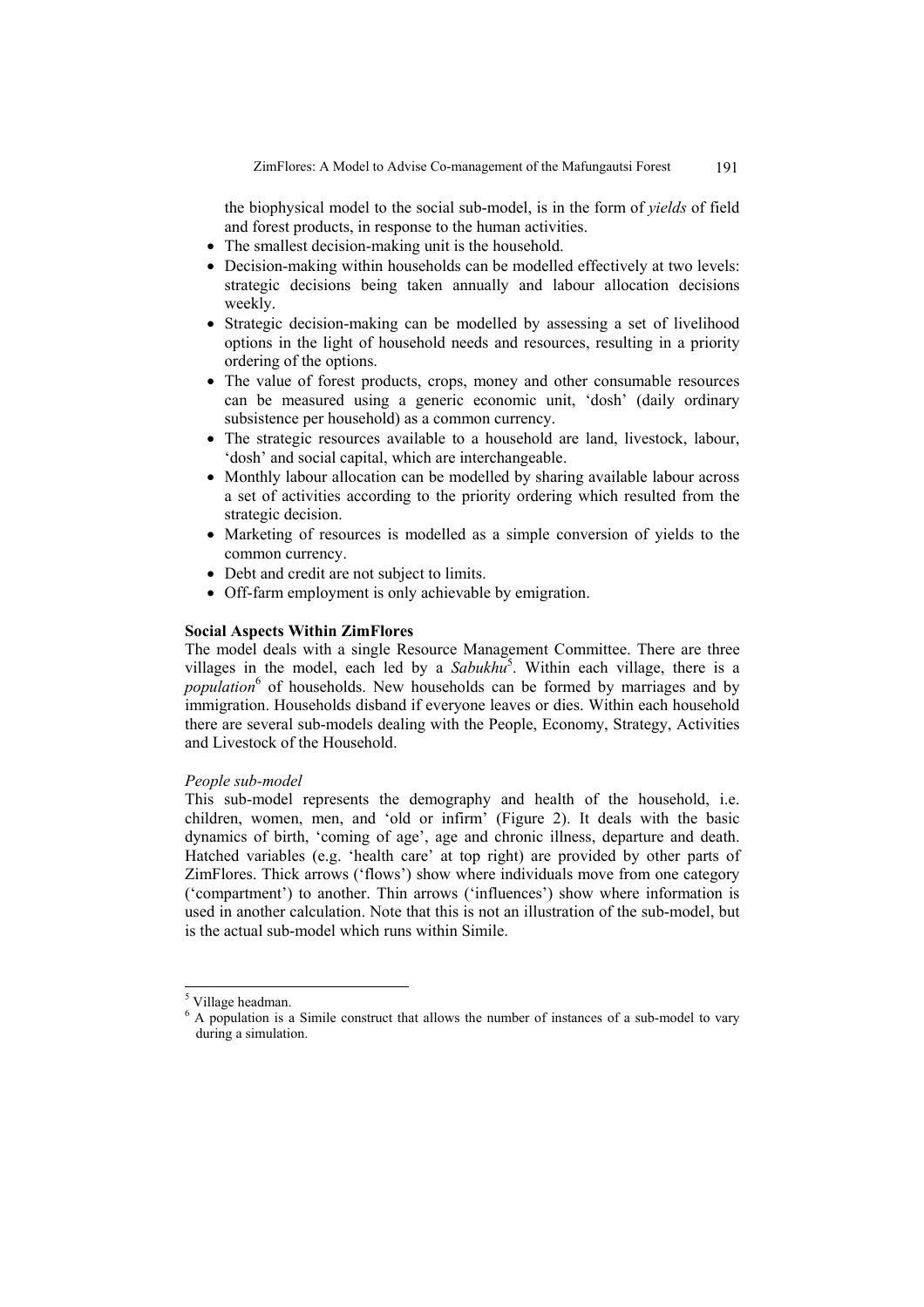the biophysical model to the social sub-model, is in the form of *yields* of field and forest products, in response to the human activities.

- The smallest decision-making unit is the household.
- Decision-making within households can be modelled effectively at two levels: strategic decisions being taken annually and labour allocation decisions weekly.
- Strategic decision-making can be modelled by assessing a set of livelihood options in the light of household needs and resources, resulting in a priority ordering of the options.
- The value of forest products, crops, money and other consumable resources can be measured using a generic economic unit, 'dosh' (daily ordinary subsistence per household) as a common currency.
- The strategic resources available to a household are land, livestock, labour, 'dosh' and social capital, which are interchangeable.
- Monthly labour allocation can be modelled by sharing available labour across a set of activities according to the priority ordering which resulted from the strategic decision.
- Marketing of resources is modelled as a simple conversion of yields to the common currency.
- Debt and credit are not subject to limits.
- Off-farm employment is only achievable by emigration.

**Social Aspects Within ZimFlores**

The model deals with a single Resource Management Committee. There are three villages in the model, each led by a *Sabukhu*[5]. Within each village, there is a *population*[6] of households. New households can be formed by marriages and by immigration. Households disband if everyone leaves or dies. Within each household there are several sub-models dealing with the People, Economy, Strategy, Activities and Livestock of the Household.

*People sub-model*

This sub-model represents the demography and health of the household, i.e. children, women, men, and 'old or infirm' (Figure 2). It deals with the basic dynamics of birth, 'coming of age', age and chronic illness, departure and death. Hatched variables (e.g. 'health care' at top right) are provided by other parts of ZimFlores. Thick arrows ('flows') show where individuals move from one category ('compartment') to another. Thin arrows ('influences') show where information is used in another calculation. Note that this is not an illustration of the sub-model, but is the actual sub-model which runs within Simile.

---

[5] Village headman.

[6] A population is a Simile construct that allows the number of instances of a sub-model to vary during a simulation.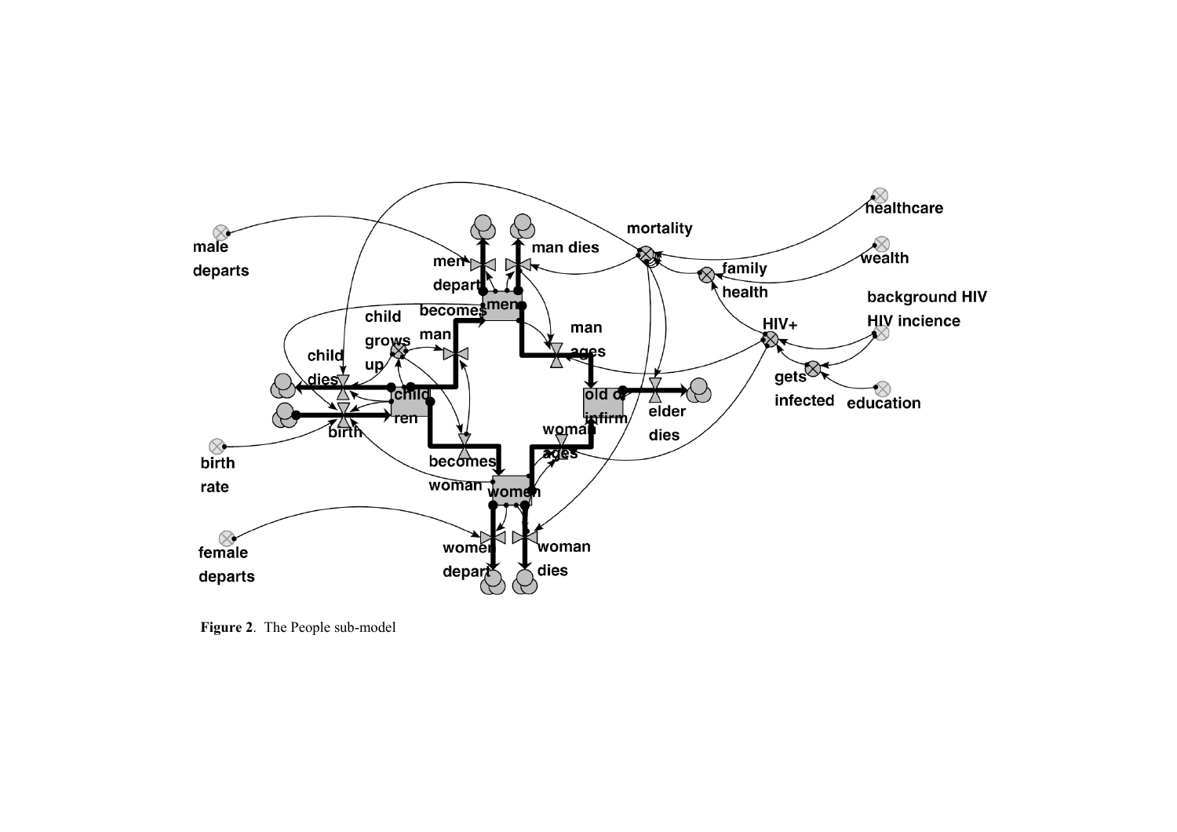**Figure 2**. The People sub-model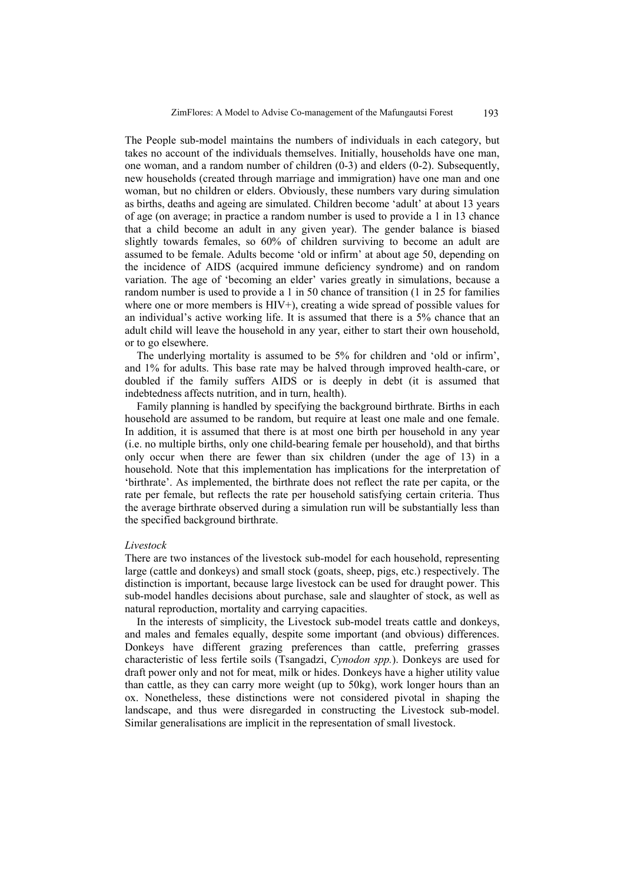The People sub-model maintains the numbers of individuals in each category, but takes no account of the individuals themselves. Initially, households have one man, one woman, and a random number of children (0-3) and elders (0-2). Subsequently, new households (created through marriage and immigration) have one man and one woman, but no children or elders. Obviously, these numbers vary during simulation as births, deaths and ageing are simulated. Children become 'adult' at about 13 years of age (on average; in practice a random number is used to provide a 1 in 13 chance that a child become an adult in any given year). The gender balance is biased slightly towards females, so 60% of children surviving to become an adult are assumed to be female. Adults become 'old or infirm' at about age 50, depending on the incidence of AIDS (acquired immune deficiency syndrome) and on random variation. The age of 'becoming an elder' varies greatly in simulations, because a random number is used to provide a 1 in 50 chance of transition (1 in 25 for families where one or more members is HIV+), creating a wide spread of possible values for an individual's active working life. It is assumed that there is a 5% chance that an adult child will leave the household in any year, either to start their own household, or to go elsewhere.

The underlying mortality is assumed to be 5% for children and 'old or infirm', and 1% for adults. This base rate may be halved through improved health-care, or doubled if the family suffers AIDS or is deeply in debt (it is assumed that indebtedness affects nutrition, and in turn, health).

Family planning is handled by specifying the background birthrate. Births in each household are assumed to be random, but require at least one male and one female. In addition, it is assumed that there is at most one birth per household in any year (i.e. no multiple births, only one child-bearing female per household), and that births only occur when there are fewer than six children (under the age of 13) in a household. Note that this implementation has implications for the interpretation of 'birthrate'. As implemented, the birthrate does not reflect the rate per capita, or the rate per female, but reflects the rate per household satisfying certain criteria. Thus the average birthrate observed during a simulation run will be substantially less than the specified background birthrate.

*Livestock*

There are two instances of the livestock sub-model for each household, representing large (cattle and donkeys) and small stock (goats, sheep, pigs, etc.) respectively. The distinction is important, because large livestock can be used for draught power. This sub-model handles decisions about purchase, sale and slaughter of stock, as well as natural reproduction, mortality and carrying capacities.

In the interests of simplicity, the Livestock sub-model treats cattle and donkeys, and males and females equally, despite some important (and obvious) differences. Donkeys have different grazing preferences than cattle, preferring grasses characteristic of less fertile soils (Tsangadzi, *Cynodon spp.*). Donkeys are used for draft power only and not for meat, milk or hides. Donkeys have a higher utility value than cattle, as they can carry more weight (up to 50kg), work longer hours than an ox. Nonetheless, these distinctions were not considered pivotal in shaping the landscape, and thus were disregarded in constructing the Livestock sub-model. Similar generalisations are implicit in the representation of small livestock.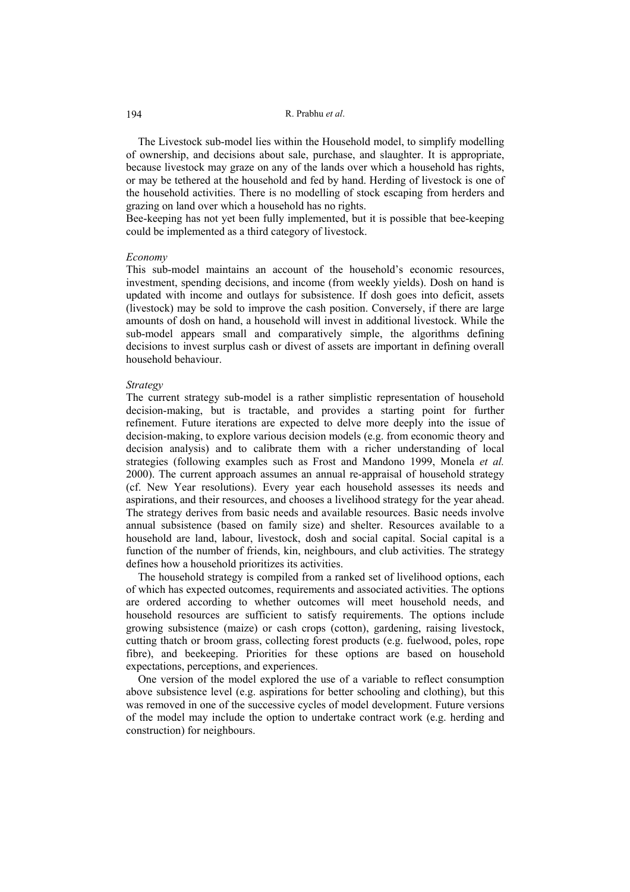The Livestock sub-model lies within the Household model, to simplify modelling of ownership, and decisions about sale, purchase, and slaughter. It is appropriate, because livestock may graze on any of the lands over which a household has rights, or may be tethered at the household and fed by hand. Herding of livestock is one of the household activities. There is no modelling of stock escaping from herders and grazing on land over which a household has no rights.

Bee-keeping has not yet been fully implemented, but it is possible that bee-keeping could be implemented as a third category of livestock.

*Economy*

This sub-model maintains an account of the household's economic resources, investment, spending decisions, and income (from weekly yields). Dosh on hand is updated with income and outlays for subsistence. If dosh goes into deficit, assets (livestock) may be sold to improve the cash position. Conversely, if there are large amounts of dosh on hand, a household will invest in additional livestock. While the sub-model appears small and comparatively simple, the algorithms defining decisions to invest surplus cash or divest of assets are important in defining overall household behaviour.

*Strategy*

The current strategy sub-model is a rather simplistic representation of household decision-making, but is tractable, and provides a starting point for further refinement. Future iterations are expected to delve more deeply into the issue of decision-making, to explore various decision models (e.g. from economic theory and decision analysis) and to calibrate them with a richer understanding of local strategies (following examples such as Frost and Mandono 1999, Monela *et al.* 2000). The current approach assumes an annual re-appraisal of household strategy (cf. New Year resolutions). Every year each household assesses its needs and aspirations, and their resources, and chooses a livelihood strategy for the year ahead. The strategy derives from basic needs and available resources. Basic needs involve annual subsistence (based on family size) and shelter. Resources available to a household are land, labour, livestock, dosh and social capital. Social capital is a function of the number of friends, kin, neighbours, and club activities. The strategy defines how a household prioritizes its activities.

The household strategy is compiled from a ranked set of livelihood options, each of which has expected outcomes, requirements and associated activities. The options are ordered according to whether outcomes will meet household needs, and household resources are sufficient to satisfy requirements. The options include growing subsistence (maize) or cash crops (cotton), gardening, raising livestock, cutting thatch or broom grass, collecting forest products (e.g. fuelwood, poles, rope fibre), and beekeeping. Priorities for these options are based on household expectations, perceptions, and experiences.

One version of the model explored the use of a variable to reflect consumption above subsistence level (e.g. aspirations for better schooling and clothing), but this was removed in one of the successive cycles of model development. Future versions of the model may include the option to undertake contract work (e.g. herding and construction) for neighbours.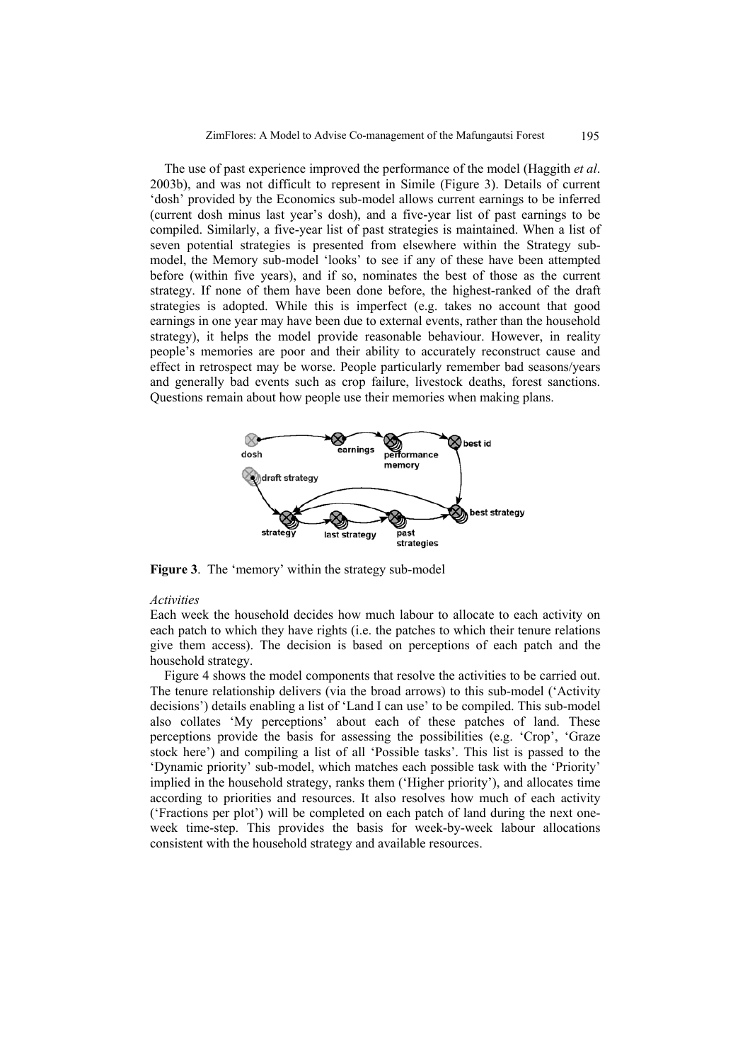The use of past experience improved the performance of the model (Haggith *et al*. 2003b), and was not difficult to represent in Simile (Figure 3). Details of current 'dosh' provided by the Economics sub-model allows current earnings to be inferred (current dosh minus last year's dosh), and a five-year list of past earnings to be compiled. Similarly, a five-year list of past strategies is maintained. When a list of seven potential strategies is presented from elsewhere within the Strategy sub-model, the Memory sub-model 'looks' to see if any of these have been attempted before (within five years), and if so, nominates the best of those as the current strategy. If none of them have been done before, the highest-ranked of the draft strategies is adopted. While this is imperfect (e.g. takes no account that good earnings in one year may have been due to external events, rather than the household strategy), it helps the model provide reasonable behaviour. However, in reality people's memories are poor and their ability to accurately reconstruct cause and effect in retrospect may be worse. People particularly remember bad seasons/years and generally bad events such as crop failure, livestock deaths, forest sanctions. Questions remain about how people use their memories when making plans.

**Figure 3**. The 'memory' within the strategy sub-model

*Activities*

Each week the household decides how much labour to allocate to each activity on each patch to which they have rights (i.e. the patches to which their tenure relations give them access). The decision is based on perceptions of each patch and the household strategy.

Figure 4 shows the model components that resolve the activities to be carried out. The tenure relationship delivers (via the broad arrows) to this sub-model ('Activity decisions') details enabling a list of 'Land I can use' to be compiled. This sub-model also collates 'My perceptions' about each of these patches of land. These perceptions provide the basis for assessing the possibilities (e.g. 'Crop', 'Graze stock here') and compiling a list of all 'Possible tasks'. This list is passed to the 'Dynamic priority' sub-model, which matches each possible task with the 'Priority' implied in the household strategy, ranks them ('Higher priority'), and allocates time according to priorities and resources. It also resolves how much of each activity ('Fractions per plot') will be completed on each patch of land during the next one-week time-step. This provides the basis for week-by-week labour allocations consistent with the household strategy and available resources.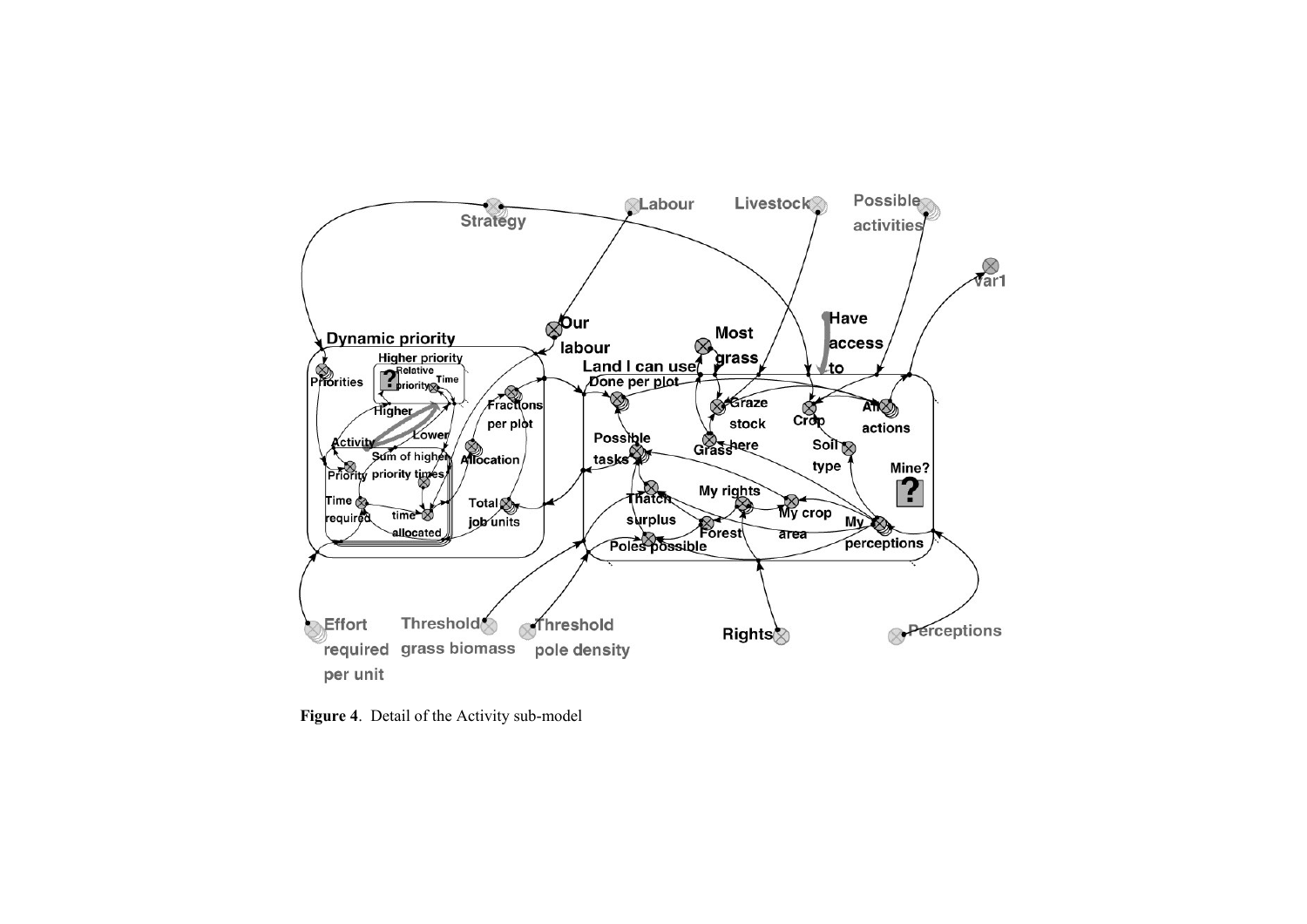**Figure 4**. Detail of the Activity sub-model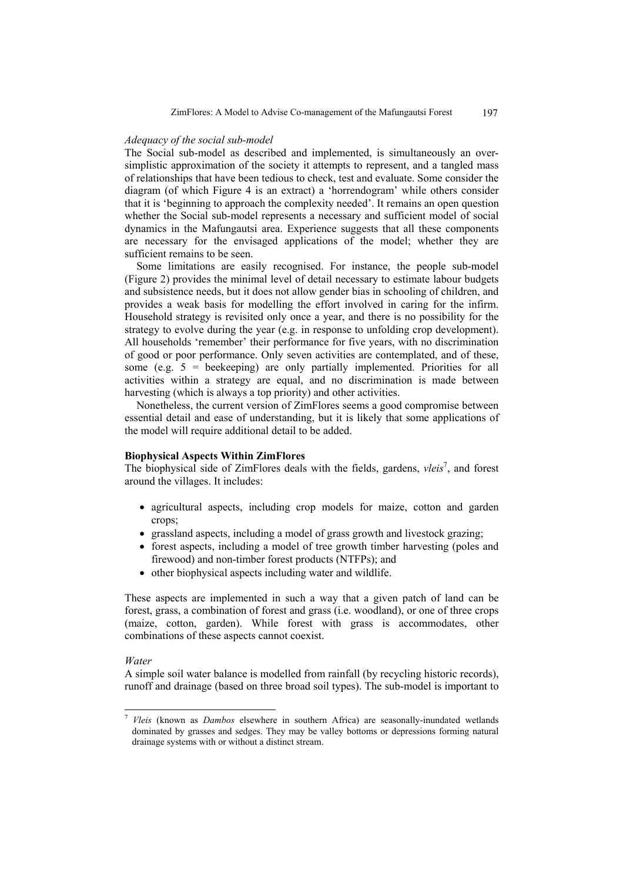*Adequacy of the social sub-model*

The Social sub-model as described and implemented, is simultaneously an over-simplistic approximation of the society it attempts to represent, and a tangled mass of relationships that have been tedious to check, test and evaluate. Some consider the diagram (of which Figure 4 is an extract) a 'horrendogram' while others consider that it is 'beginning to approach the complexity needed'. It remains an open question whether the Social sub-model represents a necessary and sufficient model of social dynamics in the Mafungautsi area. Experience suggests that all these components are necessary for the envisaged applications of the model; whether they are sufficient remains to be seen.

Some limitations are easily recognised. For instance, the people sub-model (Figure 2) provides the minimal level of detail necessary to estimate labour budgets and subsistence needs, but it does not allow gender bias in schooling of children, and provides a weak basis for modelling the effort involved in caring for the infirm. Household strategy is revisited only once a year, and there is no possibility for the strategy to evolve during the year (e.g. in response to unfolding crop development). All households 'remember' their performance for five years, with no discrimination of good or poor performance. Only seven activities are contemplated, and of these, some (e.g. 5 = beekeeping) are only partially implemented. Priorities for all activities within a strategy are equal, and no discrimination is made between harvesting (which is always a top priority) and other activities.

Nonetheless, the current version of ZimFlores seems a good compromise between essential detail and ease of understanding, but it is likely that some applications of the model will require additional detail to be added.

**Biophysical Aspects Within ZimFlores**

The biophysical side of ZimFlores deals with the fields, gardens, *vleis*[7], and forest around the villages. It includes:

- agricultural aspects, including crop models for maize, cotton and garden crops;
- grassland aspects, including a model of grass growth and livestock grazing;
- forest aspects, including a model of tree growth timber harvesting (poles and firewood) and non-timber forest products (NTFPs); and
- other biophysical aspects including water and wildlife.

These aspects are implemented in such a way that a given patch of land can be forest, grass, a combination of forest and grass (i.e. woodland), or one of three crops (maize, cotton, garden). While forest with grass is accommodates, other combinations of these aspects cannot coexist.

*Water*

A simple soil water balance is modelled from rainfall (by recycling historic records), runoff and drainage (based on three broad soil types). The sub-model is important to

[7] *Vleis* (known as *Dambos* elsewhere in southern Africa) are seasonally-inundated wetlands dominated by grasses and sedges. They may be valley bottoms or depressions forming natural drainage systems with or without a distinct stream.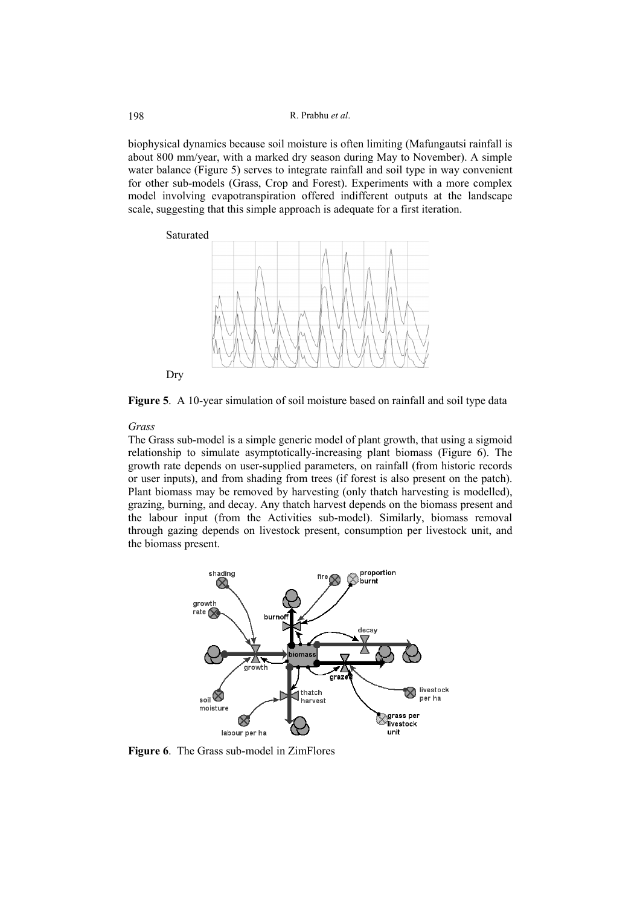biophysical dynamics because soil moisture is often limiting (Mafungautsi rainfall is about 800 mm/year, with a marked dry season during May to November). A simple water balance (Figure 5) serves to integrate rainfall and soil type in way convenient for other sub-models (Grass, Crop and Forest). Experiments with a more complex model involving evapotranspiration offered indifferent outputs at the landscape scale, suggesting that this simple approach is adequate for a first iteration.

**Figure 5**. A 10-year simulation of soil moisture based on rainfall and soil type data

*Grass*

The Grass sub-model is a simple generic model of plant growth, that using a sigmoid relationship to simulate asymptotically-increasing plant biomass (Figure 6). The growth rate depends on user-supplied parameters, on rainfall (from historic records or user inputs), and from shading from trees (if forest is also present on the patch). Plant biomass may be removed by harvesting (only thatch harvesting is modelled), grazing, burning, and decay. Any thatch harvest depends on the biomass present and the labour input (from the Activities sub-model). Similarly, biomass removal through gazing depends on livestock present, consumption per livestock unit, and the biomass present.

**Figure 6**. The Grass sub-model in ZimFlores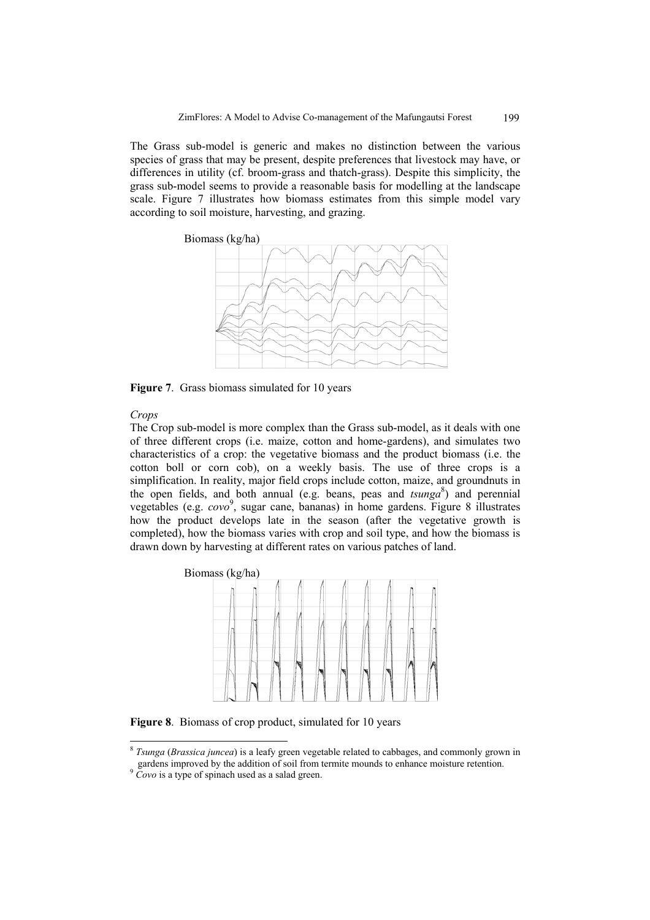The Grass sub-model is generic and makes no distinction between the various species of grass that may be present, despite preferences that livestock may have, or differences in utility (cf. broom-grass and thatch-grass). Despite this simplicity, the grass sub-model seems to provide a reasonable basis for modelling at the landscape scale. Figure 7 illustrates how biomass estimates from this simple model vary according to soil moisture, harvesting, and grazing.

Biomass (kg/ha)

**Figure 7**. Grass biomass simulated for 10 years

*Crops*

The Crop sub-model is more complex than the Grass sub-model, as it deals with one of three different crops (i.e. maize, cotton and home-gardens), and simulates two characteristics of a crop: the vegetative biomass and the product biomass (i.e. the cotton boll or corn cob), on a weekly basis. The use of three crops is a simplification. In reality, major field crops include cotton, maize, and groundnuts in the open fields, and both annual (e.g. beans, peas and *tsunga*[8]) and perennial vegetables (e.g. *covo*[9], sugar cane, bananas) in home gardens. Figure 8 illustrates how the product develops late in the season (after the vegetative growth is completed), how the biomass varies with crop and soil type, and how the biomass is drawn down by harvesting at different rates on various patches of land.

Biomass (kg/ha)

**Figure 8**. Biomass of crop product, simulated for 10 years

[8] *Tsunga* (*Brassica juncea*) is a leafy green vegetable related to cabbages, and commonly grown in gardens improved by the addition of soil from termite mounds to enhance moisture retention.

[9] *Covo* is a type of spinach used as a salad green.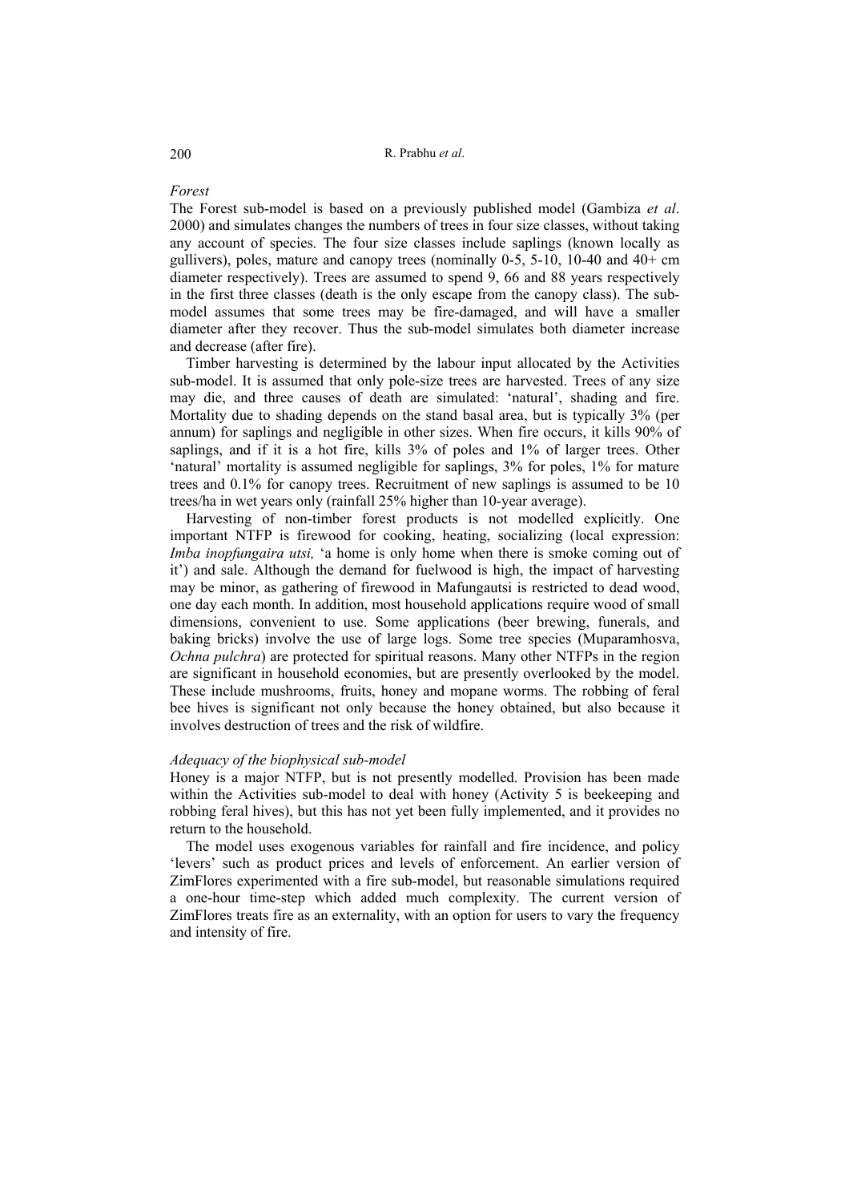### *Forest*

The Forest sub-model is based on a previously published model (Gambiza *et al*. 2000) and simulates changes the numbers of trees in four size classes, without taking any account of species. The four size classes include saplings (known locally as gullivers), poles, mature and canopy trees (nominally 0-5, 5-10, 10-40 and 40+ cm diameter respectively). Trees are assumed to spend 9, 66 and 88 years respectively in the first three classes (death is the only escape from the canopy class). The sub-model assumes that some trees may be fire-damaged, and will have a smaller diameter after they recover. Thus the sub-model simulates both diameter increase and decrease (after fire).

Timber harvesting is determined by the labour input allocated by the Activities sub-model. It is assumed that only pole-size trees are harvested. Trees of any size may die, and three causes of death are simulated: 'natural', shading and fire. Mortality due to shading depends on the stand basal area, but is typically 3% (per annum) for saplings and negligible in other sizes. When fire occurs, it kills 90% of saplings, and if it is a hot fire, kills 3% of poles and 1% of larger trees. Other 'natural' mortality is assumed negligible for saplings, 3% for poles, 1% for mature trees and 0.1% for canopy trees. Recruitment of new saplings is assumed to be 10 trees/ha in wet years only (rainfall 25% higher than 10-year average).

Harvesting of non-timber forest products is not modelled explicitly. One important NTFP is firewood for cooking, heating, socializing (local expression: *Imba inopfungaira utsi,* 'a home is only home when there is smoke coming out of it') and sale. Although the demand for fuelwood is high, the impact of harvesting may be minor, as gathering of firewood in Mafungautsi is restricted to dead wood, one day each month. In addition, most household applications require wood of small dimensions, convenient to use. Some applications (beer brewing, funerals, and baking bricks) involve the use of large logs. Some tree species (Muparamhosva, *Ochna pulchra*) are protected for spiritual reasons. Many other NTFPs in the region are significant in household economies, but are presently overlooked by the model. These include mushrooms, fruits, honey and mopane worms. The robbing of feral bee hives is significant not only because the honey obtained, but also because it involves destruction of trees and the risk of wildfire.

### *Adequacy of the biophysical sub-model*

Honey is a major NTFP, but is not presently modelled. Provision has been made within the Activities sub-model to deal with honey (Activity 5 is beekeeping and robbing feral hives), but this has not yet been fully implemented, and it provides no return to the household.

The model uses exogenous variables for rainfall and fire incidence, and policy 'levers' such as product prices and levels of enforcement. An earlier version of ZimFlores experimented with a fire sub-model, but reasonable simulations required a one-hour time-step which added much complexity. The current version of ZimFlores treats fire as an externality, with an option for users to vary the frequency and intensity of fire.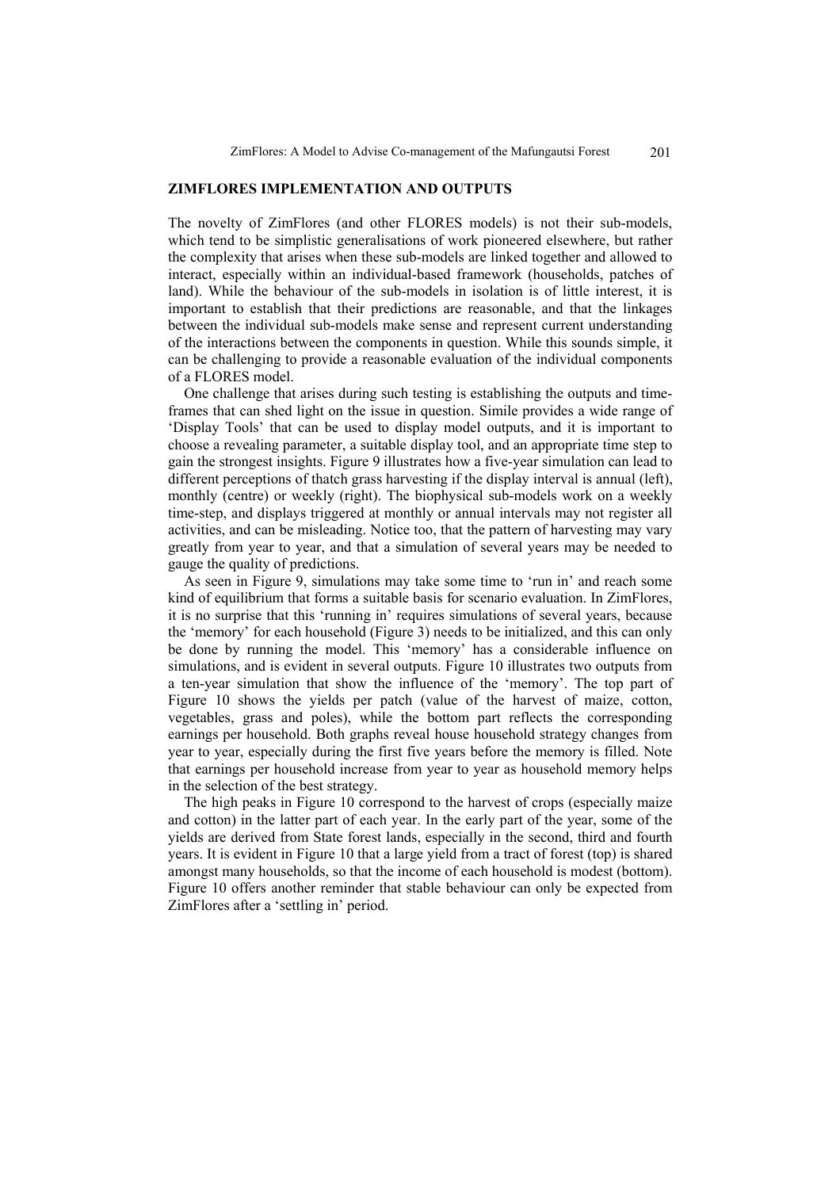## ZIMFLORES IMPLEMENTATION AND OUTPUTS

The novelty of ZimFlores (and other FLORES models) is not their sub-models, which tend to be simplistic generalisations of work pioneered elsewhere, but rather the complexity that arises when these sub-models are linked together and allowed to interact, especially within an individual-based framework (households, patches of land). While the behaviour of the sub-models in isolation is of little interest, it is important to establish that their predictions are reasonable, and that the linkages between the individual sub-models make sense and represent current understanding of the interactions between the components in question. While this sounds simple, it can be challenging to provide a reasonable evaluation of the individual components of a FLORES model.

One challenge that arises during such testing is establishing the outputs and time-frames that can shed light on the issue in question. Simile provides a wide range of 'Display Tools' that can be used to display model outputs, and it is important to choose a revealing parameter, a suitable display tool, and an appropriate time step to gain the strongest insights. Figure 9 illustrates how a five-year simulation can lead to different perceptions of thatch grass harvesting if the display interval is annual (left), monthly (centre) or weekly (right). The biophysical sub-models work on a weekly time-step, and displays triggered at monthly or annual intervals may not register all activities, and can be misleading. Notice too, that the pattern of harvesting may vary greatly from year to year, and that a simulation of several years may be needed to gauge the quality of predictions.

As seen in Figure 9, simulations may take some time to 'run in' and reach some kind of equilibrium that forms a suitable basis for scenario evaluation. In ZimFlores, it is no surprise that this 'running in' requires simulations of several years, because the 'memory' for each household (Figure 3) needs to be initialized, and this can only be done by running the model. This 'memory' has a considerable influence on simulations, and is evident in several outputs. Figure 10 illustrates two outputs from a ten-year simulation that show the influence of the 'memory'. The top part of Figure 10 shows the yields per patch (value of the harvest of maize, cotton, vegetables, grass and poles), while the bottom part reflects the corresponding earnings per household. Both graphs reveal house household strategy changes from year to year, especially during the first five years before the memory is filled. Note that earnings per household increase from year to year as household memory helps in the selection of the best strategy.

The high peaks in Figure 10 correspond to the harvest of crops (especially maize and cotton) in the latter part of each year. In the early part of the year, some of the yields are derived from State forest lands, especially in the second, third and fourth years. It is evident in Figure 10 that a large yield from a tract of forest (top) is shared amongst many households, so that the income of each household is modest (bottom). Figure 10 offers another reminder that stable behaviour can only be expected from ZimFlores after a 'settling in' period.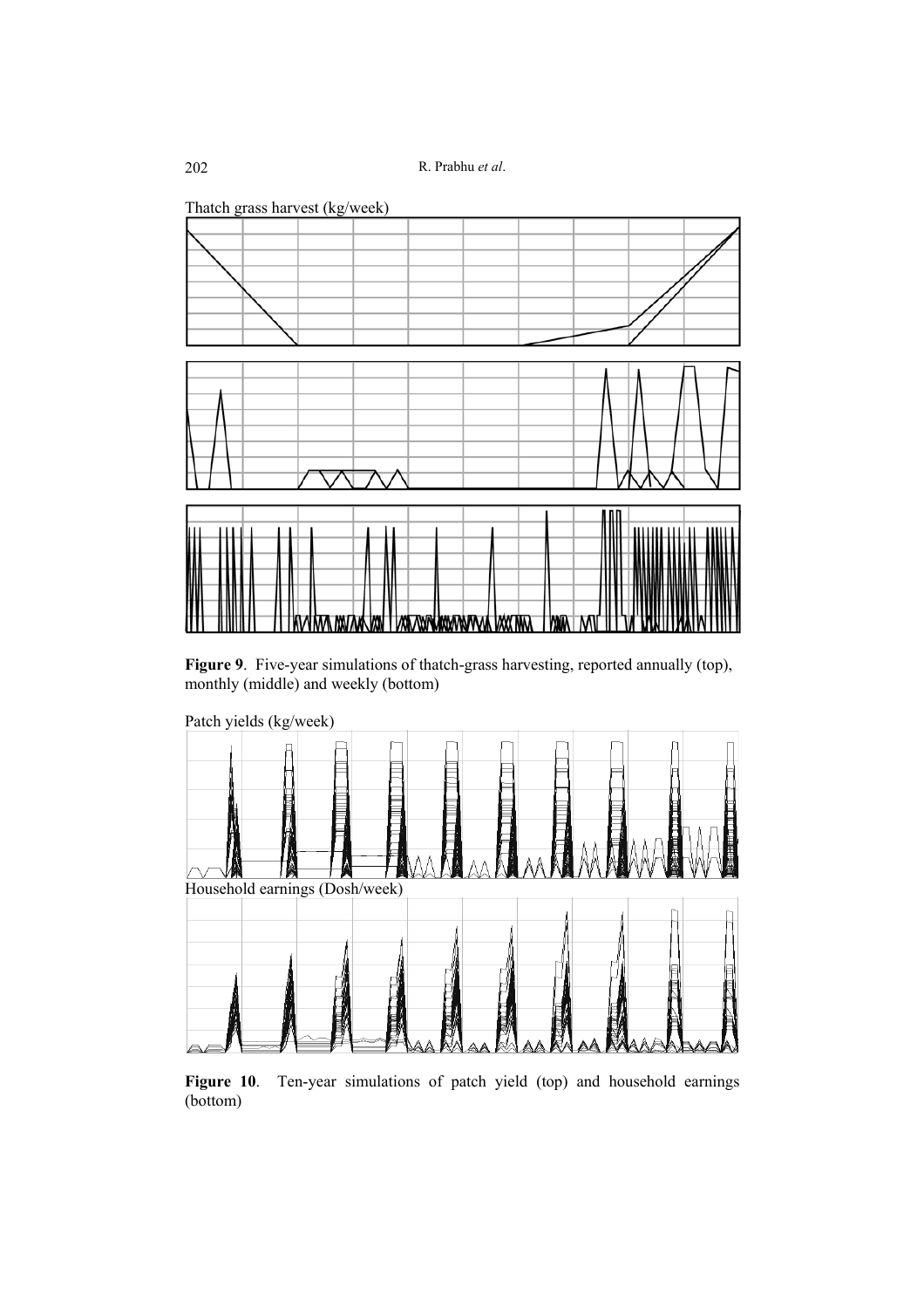Thatch grass harvest (kg/week)

**Figure 9**. Five-year simulations of thatch-grass harvesting, reported annually (top), monthly (middle) and weekly (bottom)

Patch yields (kg/week)

Household earnings (Dosh/week)

**Figure 10**. Ten-year simulations of patch yield (top) and household earnings (bottom)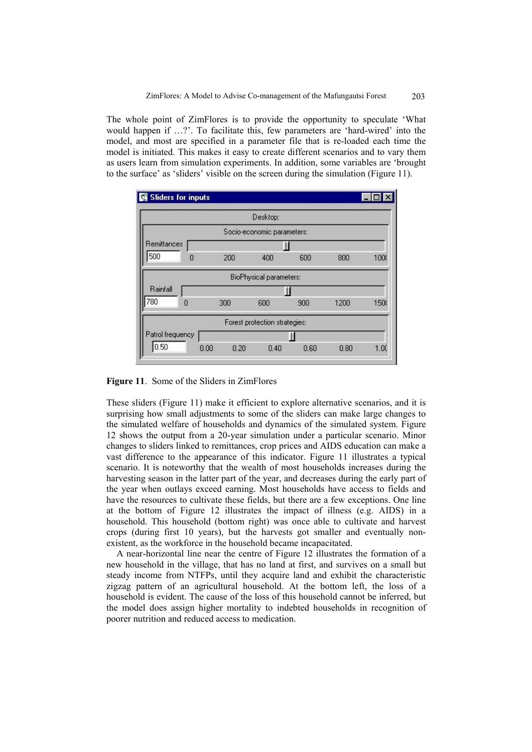The whole point of ZimFlores is to provide the opportunity to speculate 'What would happen if …?'. To facilitate this, few parameters are 'hard-wired' into the model, and most are specified in a parameter file that is re-loaded each time the model is initiated. This makes it easy to create different scenarios and to vary them as users learn from simulation experiments. In addition, some variables are 'brought to the surface' as 'sliders' visible on the screen during the simulation (Figure 11).

**Figure 11**. Some of the Sliders in ZimFlores

These sliders (Figure 11) make it efficient to explore alternative scenarios, and it is surprising how small adjustments to some of the sliders can make large changes to the simulated welfare of households and dynamics of the simulated system. Figure 12 shows the output from a 20-year simulation under a particular scenario. Minor changes to sliders linked to remittances, crop prices and AIDS education can make a vast difference to the appearance of this indicator. Figure 11 illustrates a typical scenario. It is noteworthy that the wealth of most households increases during the harvesting season in the latter part of the year, and decreases during the early part of the year when outlays exceed earning. Most households have access to fields and have the resources to cultivate these fields, but there are a few exceptions. One line at the bottom of Figure 12 illustrates the impact of illness (e.g. AIDS) in a household. This household (bottom right) was once able to cultivate and harvest crops (during first 10 years), but the harvests got smaller and eventually non-existent, as the workforce in the household became incapacitated.

A near-horizontal line near the centre of Figure 12 illustrates the formation of a new household in the village, that has no land at first, and survives on a small but steady income from NTFPs, until they acquire land and exhibit the characteristic zigzag pattern of an agricultural household. At the bottom left, the loss of a household is evident. The cause of the loss of this household cannot be inferred, but the model does assign higher mortality to indebted households in recognition of poorer nutrition and reduced access to medication.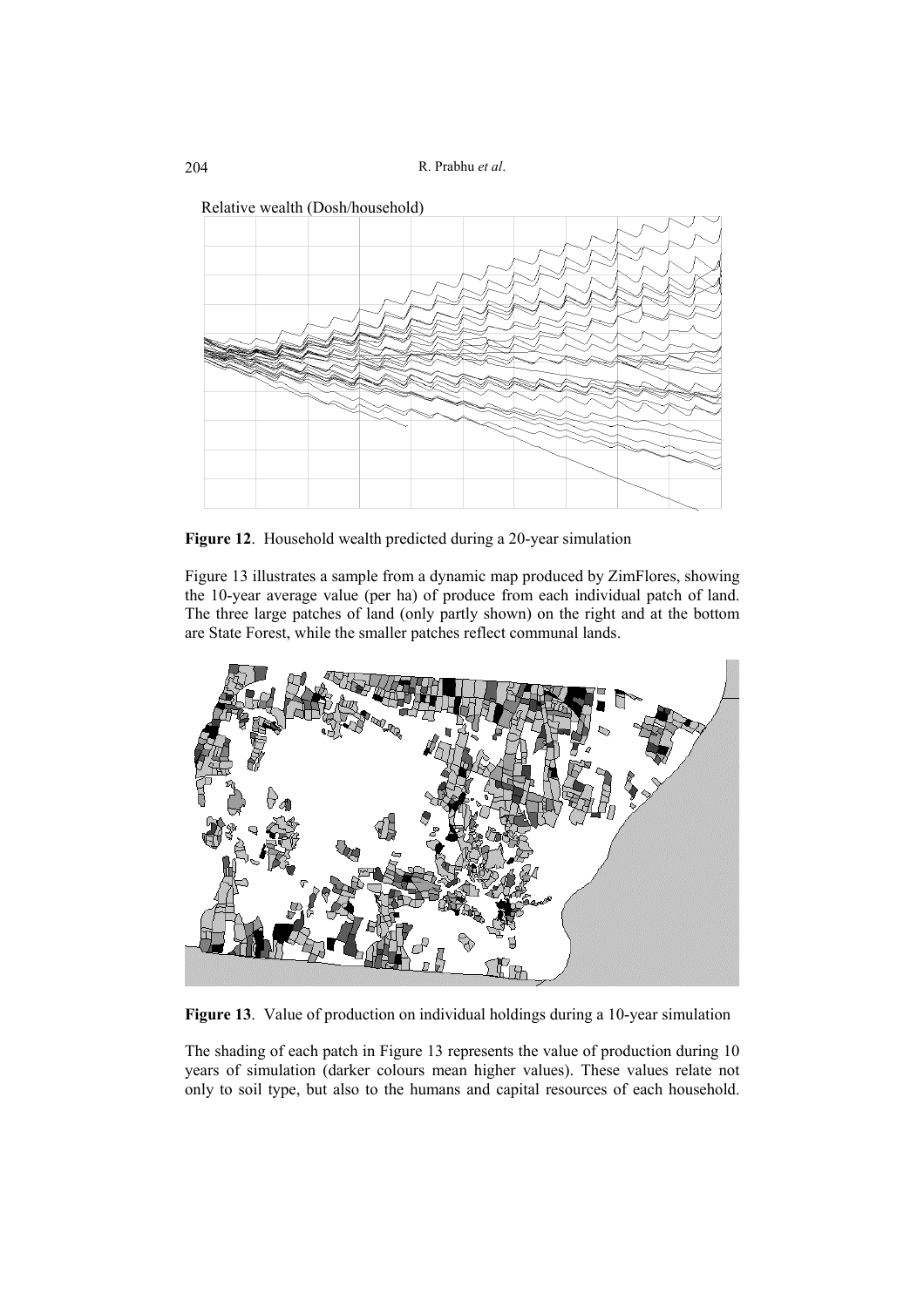Relative wealth (Dosh/household)

**Figure 12**. Household wealth predicted during a 20-year simulation

Figure 13 illustrates a sample from a dynamic map produced by ZimFlores, showing the 10-year average value (per ha) of produce from each individual patch of land. The three large patches of land (only partly shown) on the right and at the bottom are State Forest, while the smaller patches reflect communal lands.

**Figure 13**. Value of production on individual holdings during a 10-year simulation

The shading of each patch in Figure 13 represents the value of production during 10 years of simulation (darker colours mean higher values). These values relate not only to soil type, but also to the humans and capital resources of each household.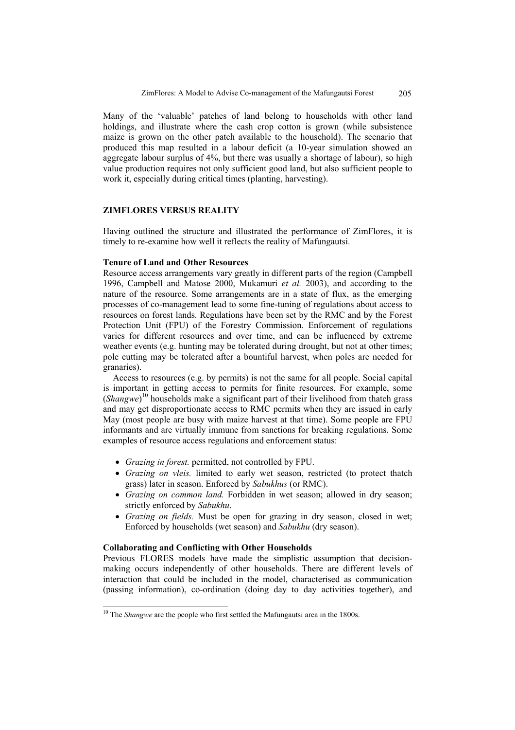Many of the 'valuable' patches of land belong to households with other land holdings, and illustrate where the cash crop cotton is grown (while subsistence maize is grown on the other patch available to the household). The scenario that produced this map resulted in a labour deficit (a 10-year simulation showed an aggregate labour surplus of 4%, but there was usually a shortage of labour), so high value production requires not only sufficient good land, but also sufficient people to work it, especially during critical times (planting, harvesting).

## ZIMFLORES VERSUS REALITY

Having outlined the structure and illustrated the performance of ZimFlores, it is timely to re-examine how well it reflects the reality of Mafungautsi.

### Tenure of Land and Other Resources

Resource access arrangements vary greatly in different parts of the region (Campbell 1996, Campbell and Matose 2000, Mukamuri *et al.* 2003), and according to the nature of the resource. Some arrangements are in a state of flux, as the emerging processes of co-management lead to some fine-tuning of regulations about access to resources on forest lands. Regulations have been set by the RMC and by the Forest Protection Unit (FPU) of the Forestry Commission. Enforcement of regulations varies for different resources and over time, and can be influenced by extreme weather events (e.g. hunting may be tolerated during drought, but not at other times; pole cutting may be tolerated after a bountiful harvest, when poles are needed for granaries).

Access to resources (e.g. by permits) is not the same for all people. Social capital is important in getting access to permits for finite resources. For example, some (*Shangwe*)[10] households make a significant part of their livelihood from thatch grass and may get disproportionate access to RMC permits when they are issued in early May (most people are busy with maize harvest at that time). Some people are FPU informants and are virtually immune from sanctions for breaking regulations. Some examples of resource access regulations and enforcement status:

- *Grazing in forest.* permitted, not controlled by FPU.
- *Grazing on vleis.* limited to early wet season, restricted (to protect thatch grass) later in season. Enforced by *Sabukhus* (or RMC).
- *Grazing on common land.* Forbidden in wet season; allowed in dry season; strictly enforced by *Sabukhu*.
- *Grazing on fields.* Must be open for grazing in dry season, closed in wet; Enforced by households (wet season) and *Sabukhu* (dry season).

### Collaborating and Conflicting with Other Households

Previous FLORES models have made the simplistic assumption that decision-making occurs independently of other households. There are different levels of interaction that could be included in the model, characterised as communication (passing information), co-ordination (doing day to day activities together), and

[10] The *Shangwe* are the people who first settled the Mafungautsi area in the 1800s.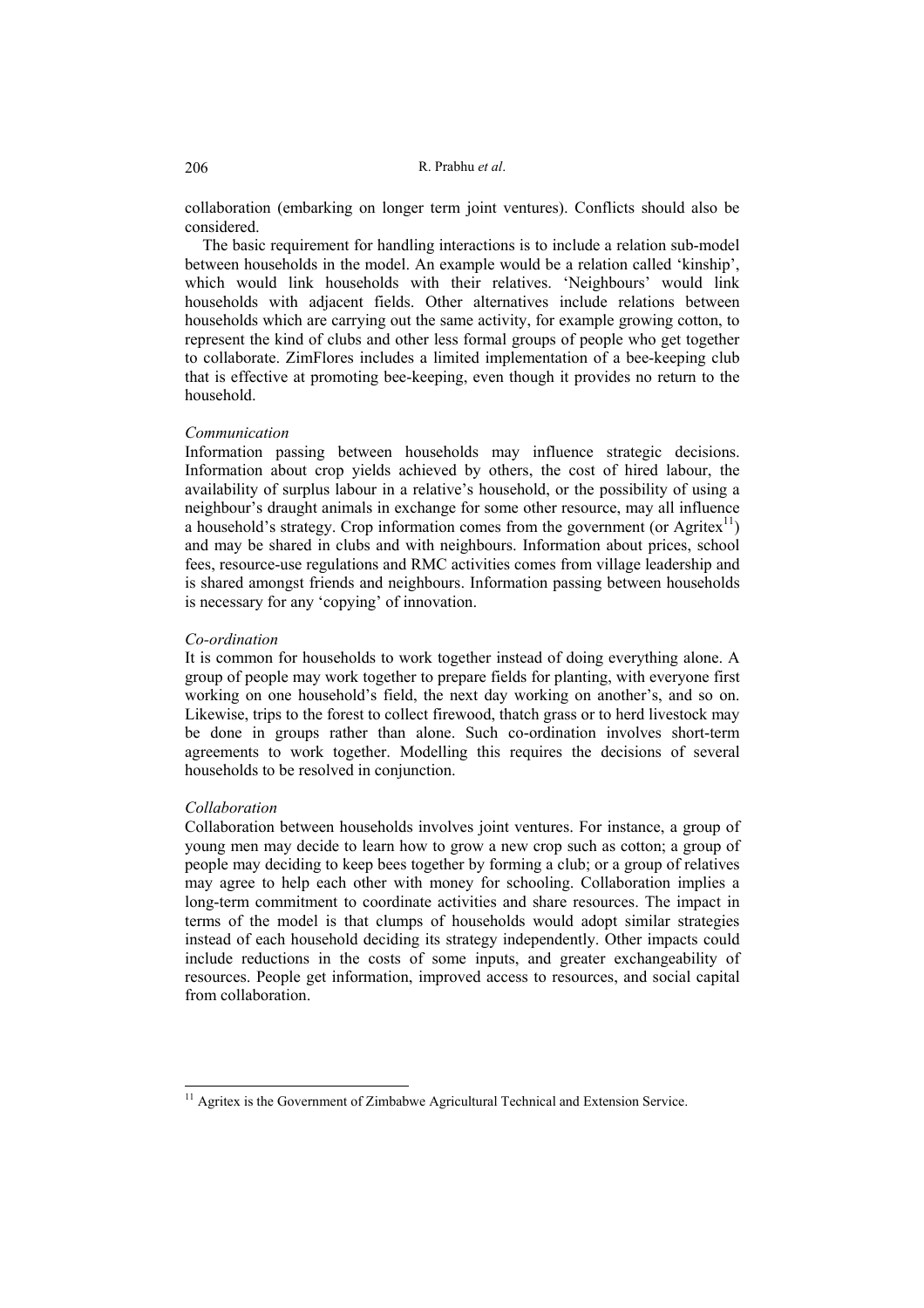collaboration (embarking on longer term joint ventures). Conflicts should also be considered.

The basic requirement for handling interactions is to include a relation sub-model between households in the model. An example would be a relation called 'kinship', which would link households with their relatives. 'Neighbours' would link households with adjacent fields. Other alternatives include relations between households which are carrying out the same activity, for example growing cotton, to represent the kind of clubs and other less formal groups of people who get together to collaborate. ZimFlores includes a limited implementation of a bee-keeping club that is effective at promoting bee-keeping, even though it provides no return to the household.

*Communication*

Information passing between households may influence strategic decisions. Information about crop yields achieved by others, the cost of hired labour, the availability of surplus labour in a relative's household, or the possibility of using a neighbour's draught animals in exchange for some other resource, may all influence a household's strategy. Crop information comes from the government (or Agritex[11]) and may be shared in clubs and with neighbours. Information about prices, school fees, resource-use regulations and RMC activities comes from village leadership and is shared amongst friends and neighbours. Information passing between households is necessary for any 'copying' of innovation.

*Co-ordination*

It is common for households to work together instead of doing everything alone. A group of people may work together to prepare fields for planting, with everyone first working on one household's field, the next day working on another's, and so on. Likewise, trips to the forest to collect firewood, thatch grass or to herd livestock may be done in groups rather than alone. Such co-ordination involves short-term agreements to work together. Modelling this requires the decisions of several households to be resolved in conjunction.

*Collaboration*

Collaboration between households involves joint ventures. For instance, a group of young men may decide to learn how to grow a new crop such as cotton; a group of people may deciding to keep bees together by forming a club; or a group of relatives may agree to help each other with money for schooling. Collaboration implies a long-term commitment to coordinate activities and share resources. The impact in terms of the model is that clumps of households would adopt similar strategies instead of each household deciding its strategy independently. Other impacts could include reductions in the costs of some inputs, and greater exchangeability of resources. People get information, improved access to resources, and social capital from collaboration.

[11] Agritex is the Government of Zimbabwe Agricultural Technical and Extension Service.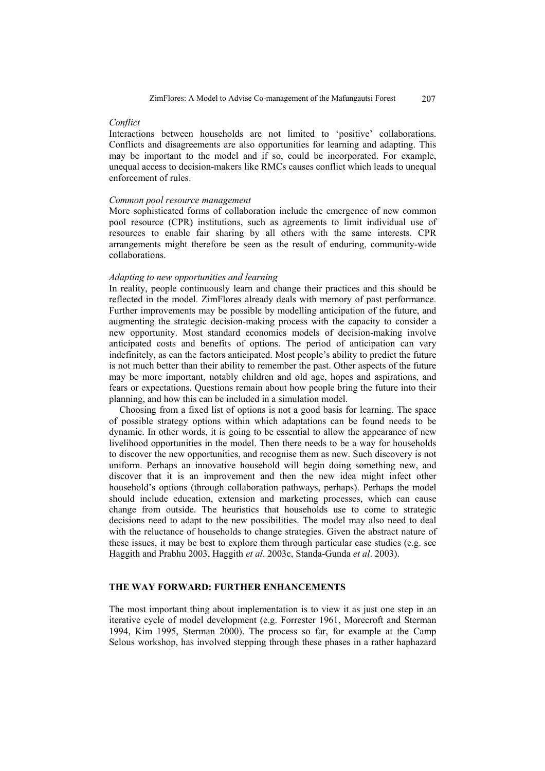*Conflict*

Interactions between households are not limited to 'positive' collaborations. Conflicts and disagreements are also opportunities for learning and adapting. This may be important to the model and if so, could be incorporated. For example, unequal access to decision-makers like RMCs causes conflict which leads to unequal enforcement of rules.

*Common pool resource management*

More sophisticated forms of collaboration include the emergence of new common pool resource (CPR) institutions, such as agreements to limit individual use of resources to enable fair sharing by all others with the same interests. CPR arrangements might therefore be seen as the result of enduring, community-wide collaborations.

*Adapting to new opportunities and learning*

In reality, people continuously learn and change their practices and this should be reflected in the model. ZimFlores already deals with memory of past performance. Further improvements may be possible by modelling anticipation of the future, and augmenting the strategic decision-making process with the capacity to consider a new opportunity. Most standard economics models of decision-making involve anticipated costs and benefits of options. The period of anticipation can vary indefinitely, as can the factors anticipated. Most people's ability to predict the future is not much better than their ability to remember the past. Other aspects of the future may be more important, notably children and old age, hopes and aspirations, and fears or expectations. Questions remain about how people bring the future into their planning, and how this can be included in a simulation model.

Choosing from a fixed list of options is not a good basis for learning. The space of possible strategy options within which adaptations can be found needs to be dynamic. In other words, it is going to be essential to allow the appearance of new livelihood opportunities in the model. Then there needs to be a way for households to discover the new opportunities, and recognise them as new. Such discovery is not uniform. Perhaps an innovative household will begin doing something new, and discover that it is an improvement and then the new idea might infect other household's options (through collaboration pathways, perhaps). Perhaps the model should include education, extension and marketing processes, which can cause change from outside. The heuristics that households use to come to strategic decisions need to adapt to the new possibilities. The model may also need to deal with the reluctance of households to change strategies. Given the abstract nature of these issues, it may be best to explore them through particular case studies (e.g. see Haggith and Prabhu 2003, Haggith *et al*. 2003c, Standa-Gunda *et al*. 2003).

## THE WAY FORWARD: FURTHER ENHANCEMENTS

The most important thing about implementation is to view it as just one step in an iterative cycle of model development (e.g. Forrester 1961, Morecroft and Sterman 1994, Kim 1995, Sterman 2000). The process so far, for example at the Camp Selous workshop, has involved stepping through these phases in a rather haphazard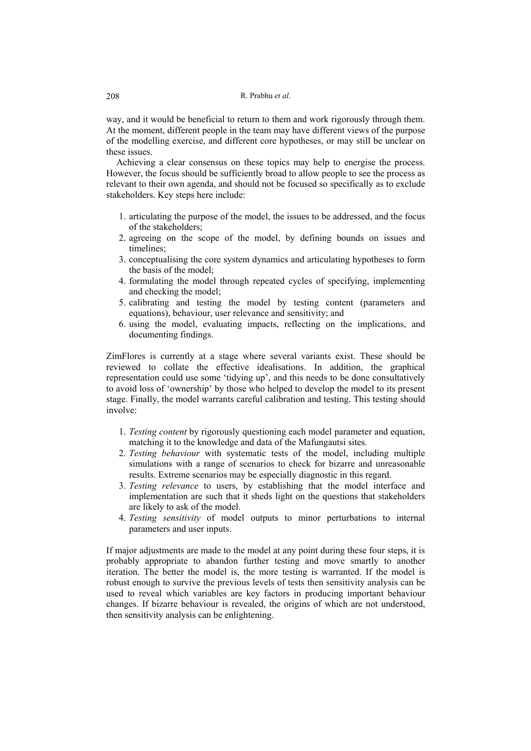way, and it would be beneficial to return to them and work rigorously through them. At the moment, different people in the team may have different views of the purpose of the modelling exercise, and different core hypotheses, or may still be unclear on these issues.

Achieving a clear consensus on these topics may help to energise the process. However, the focus should be sufficiently broad to allow people to see the process as relevant to their own agenda, and should not be focused so specifically as to exclude stakeholders. Key steps here include:

1. articulating the purpose of the model, the issues to be addressed, and the focus of the stakeholders;
2. agreeing on the scope of the model, by defining bounds on issues and timelines;
3. conceptualising the core system dynamics and articulating hypotheses to form the basis of the model;
4. formulating the model through repeated cycles of specifying, implementing and checking the model;
5. calibrating and testing the model by testing content (parameters and equations), behaviour, user relevance and sensitivity; and
6. using the model, evaluating impacts, reflecting on the implications, and documenting findings.

ZimFlores is currently at a stage where several variants exist. These should be reviewed to collate the effective idealisations. In addition, the graphical representation could use some 'tidying up', and this needs to be done consultatively to avoid loss of 'ownership' by those who helped to develop the model to its present stage. Finally, the model warrants careful calibration and testing. This testing should involve:

1. *Testing content* by rigorously questioning each model parameter and equation, matching it to the knowledge and data of the Mafungautsi sites.
2. *Testing behaviour* with systematic tests of the model, including multiple simulations with a range of scenarios to check for bizarre and unreasonable results. Extreme scenarios may be especially diagnostic in this regard.
3. *Testing relevance* to users, by establishing that the model interface and implementation are such that it sheds light on the questions that stakeholders are likely to ask of the model.
4. *Testing sensitivity* of model outputs to minor perturbations to internal parameters and user inputs.

If major adjustments are made to the model at any point during these four steps, it is probably appropriate to abandon further testing and move smartly to another iteration. The better the model is, the more testing is warranted. If the model is robust enough to survive the previous levels of tests then sensitivity analysis can be used to reveal which variables are key factors in producing important behaviour changes. If bizarre behaviour is revealed, the origins of which are not understood, then sensitivity analysis can be enlightening.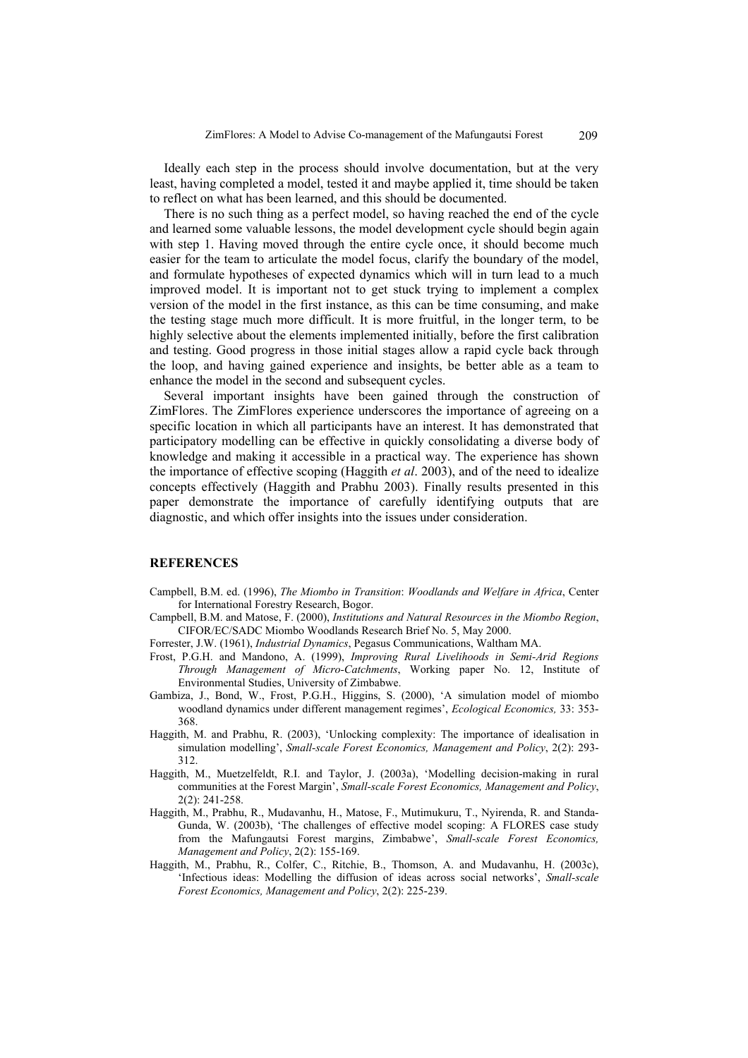Ideally each step in the process should involve documentation, but at the very least, having completed a model, tested it and maybe applied it, time should be taken to reflect on what has been learned, and this should be documented.

There is no such thing as a perfect model, so having reached the end of the cycle and learned some valuable lessons, the model development cycle should begin again with step 1. Having moved through the entire cycle once, it should become much easier for the team to articulate the model focus, clarify the boundary of the model, and formulate hypotheses of expected dynamics which will in turn lead to a much improved model. It is important not to get stuck trying to implement a complex version of the model in the first instance, as this can be time consuming, and make the testing stage much more difficult. It is more fruitful, in the longer term, to be highly selective about the elements implemented initially, before the first calibration and testing. Good progress in those initial stages allow a rapid cycle back through the loop, and having gained experience and insights, be better able as a team to enhance the model in the second and subsequent cycles.

Several important insights have been gained through the construction of ZimFlores. The ZimFlores experience underscores the importance of agreeing on a specific location in which all participants have an interest. It has demonstrated that participatory modelling can be effective in quickly consolidating a diverse body of knowledge and making it accessible in a practical way. The experience has shown the importance of effective scoping (Haggith *et al*. 2003), and of the need to idealize concepts effectively (Haggith and Prabhu 2003). Finally results presented in this paper demonstrate the importance of carefully identifying outputs that are diagnostic, and which offer insights into the issues under consideration.

## REFERENCES

Campbell, B.M. ed. (1996), *The Miombo in Transition*: *Woodlands and Welfare in Africa*, Center for International Forestry Research, Bogor.

Campbell, B.M. and Matose, F. (2000), *Institutions and Natural Resources in the Miombo Region*, CIFOR/EC/SADC Miombo Woodlands Research Brief No. 5, May 2000.

Forrester, J.W. (1961), *Industrial Dynamics*, Pegasus Communications, Waltham MA.

Frost, P.G.H. and Mandono, A. (1999), *Improving Rural Livelihoods in Semi-Arid Regions Through Management of Micro-Catchments*, Working paper No. 12, Institute of Environmental Studies, University of Zimbabwe.

Gambiza, J., Bond, W., Frost, P.G.H., Higgins, S. (2000), 'A simulation model of miombo woodland dynamics under different management regimes', *Ecological Economics,* 33: 353-368.

Haggith, M. and Prabhu, R. (2003), 'Unlocking complexity: The importance of idealisation in simulation modelling', *Small-scale Forest Economics, Management and Policy*, 2(2): 293-312.

Haggith, M., Muetzelfeldt, R.I. and Taylor, J. (2003a), 'Modelling decision-making in rural communities at the Forest Margin', *Small-scale Forest Economics, Management and Policy*, 2(2): 241-258.

Haggith, M., Prabhu, R., Mudavanhu, H., Matose, F., Mutimukuru, T., Nyirenda, R. and Standa-Gunda, W. (2003b), 'The challenges of effective model scoping: A FLORES case study from the Mafungautsi Forest margins, Zimbabwe', *Small-scale Forest Economics, Management and Policy*, 2(2): 155-169.

Haggith, M., Prabhu, R., Colfer, C., Ritchie, B., Thomson, A. and Mudavanhu, H. (2003c), 'Infectious ideas: Modelling the diffusion of ideas across social networks', *Small-scale Forest Economics, Management and Policy*, 2(2): 225-239.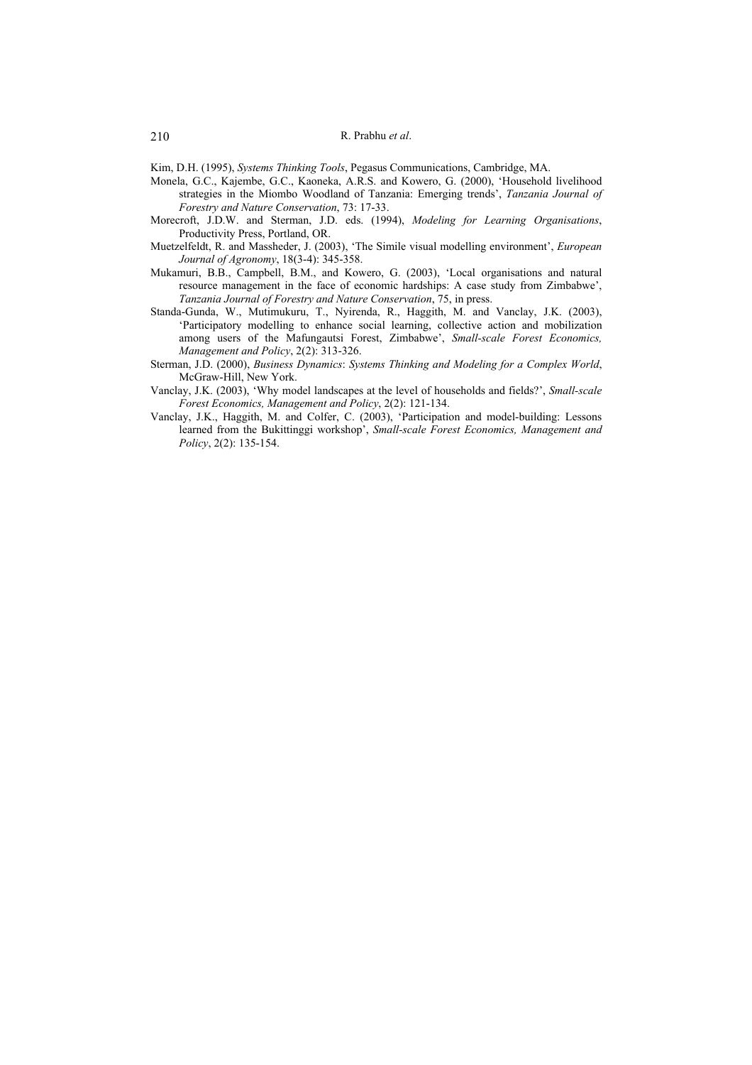Kim, D.H. (1995), *Systems Thinking Tools*, Pegasus Communications, Cambridge, MA.

Monela, G.C., Kajembe, G.C., Kaoneka, A.R.S. and Kowero, G. (2000), 'Household livelihood strategies in the Miombo Woodland of Tanzania: Emerging trends', *Tanzania Journal of Forestry and Nature Conservation*, 73: 17-33.

Morecroft, J.D.W. and Sterman, J.D. eds. (1994), *Modeling for Learning Organisations*, Productivity Press, Portland, OR.

Muetzelfeldt, R. and Massheder, J. (2003), 'The Simile visual modelling environment', *European Journal of Agronomy*, 18(3-4): 345-358.

Mukamuri, B.B., Campbell, B.M., and Kowero, G. (2003), 'Local organisations and natural resource management in the face of economic hardships: A case study from Zimbabwe', *Tanzania Journal of Forestry and Nature Conservation*, 75, in press.

Standa-Gunda, W., Mutimukuru, T., Nyirenda, R., Haggith, M. and Vanclay, J.K. (2003), 'Participatory modelling to enhance social learning, collective action and mobilization among users of the Mafungautsi Forest, Zimbabwe', *Small-scale Forest Economics, Management and Policy*, 2(2): 313-326.

Sterman, J.D. (2000), *Business Dynamics*: *Systems Thinking and Modeling for a Complex World*, McGraw-Hill, New York.

Vanclay, J.K. (2003), 'Why model landscapes at the level of households and fields?', *Small-scale Forest Economics, Management and Policy*, 2(2): 121-134.

Vanclay, J.K., Haggith, M. and Colfer, C. (2003), 'Participation and model-building: Lessons learned from the Bukittinggi workshop', *Small-scale Forest Economics, Management and Policy*, 2(2): 135-154.